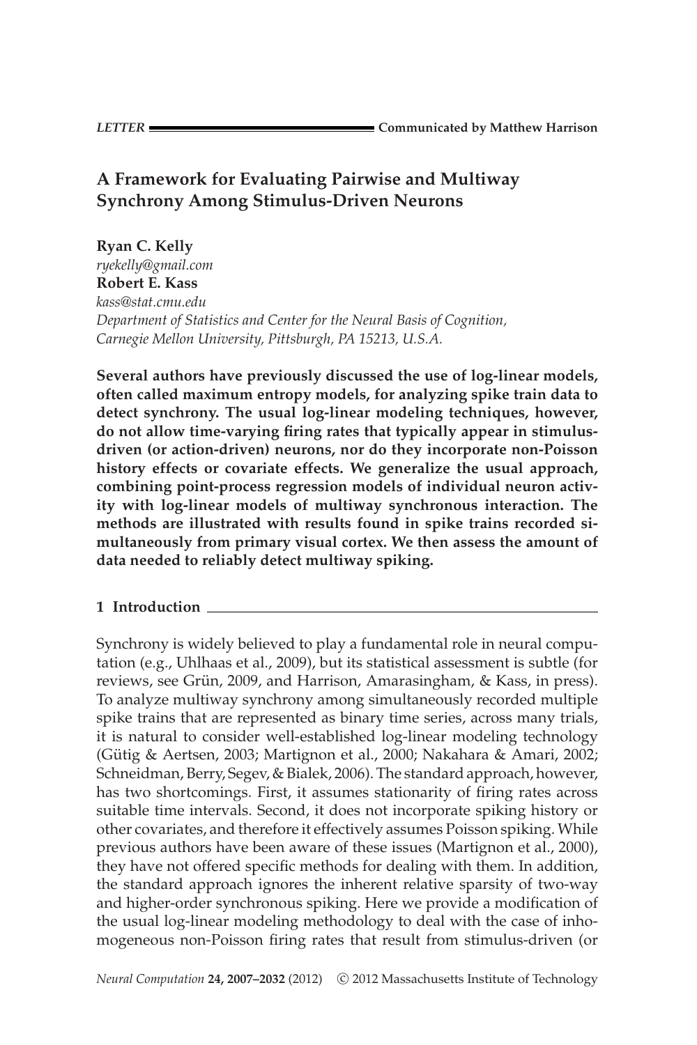*LETTER* — Communicated by Matthew Harrison

# A Framework for Evaluating Pairwise and Multiway Synchrony Among Stimulus-Driven Neurons

**Ryan C. Kelly**
*ryekelly@gmail.com*
**Robert E. Kass**
*kass@stat.cmu.edu*
*Department of Statistics and Center for the Neural Basis of Cognition, Carnegie Mellon University, Pittsburgh, PA 15213, U.S.A.*

**Several authors have previously discussed the use of log-linear models, often called maximum entropy models, for analyzing spike train data to detect synchrony. The usual log-linear modeling techniques, however, do not allow time-varying firing rates that typically appear in stimulus-driven (or action-driven) neurons, nor do they incorporate non-Poisson history effects or covariate effects. We generalize the usual approach, combining point-process regression models of individual neuron activity with log-linear models of multiway synchronous interaction. The methods are illustrated with results found in spike trains recorded simultaneously from primary visual cortex. We then assess the amount of data needed to reliably detect multiway spiking.**

## 1 Introduction

Synchrony is widely believed to play a fundamental role in neural computation (e.g., Uhlhaas et al., 2009), but its statistical assessment is subtle (for reviews, see Grün, 2009, and Harrison, Amarasingham, & Kass, in press). To analyze multiway synchrony among simultaneously recorded multiple spike trains that are represented as binary time series, across many trials, it is natural to consider well-established log-linear modeling technology (Gütig & Aertsen, 2003; Martignon et al., 2000; Nakahara & Amari, 2002; Schneidman, Berry, Segev, & Bialek, 2006). The standard approach, however, has two shortcomings. First, it assumes stationarity of firing rates across suitable time intervals. Second, it does not incorporate spiking history or other covariates, and therefore it effectively assumes Poisson spiking. While previous authors have been aware of these issues (Martignon et al., 2000), they have not offered specific methods for dealing with them. In addition, the standard approach ignores the inherent relative sparsity of two-way and higher-order synchronous spiking. Here we provide a modification of the usual log-linear modeling methodology to deal with the case of inhomogeneous non-Poisson firing rates that result from stimulus-driven (or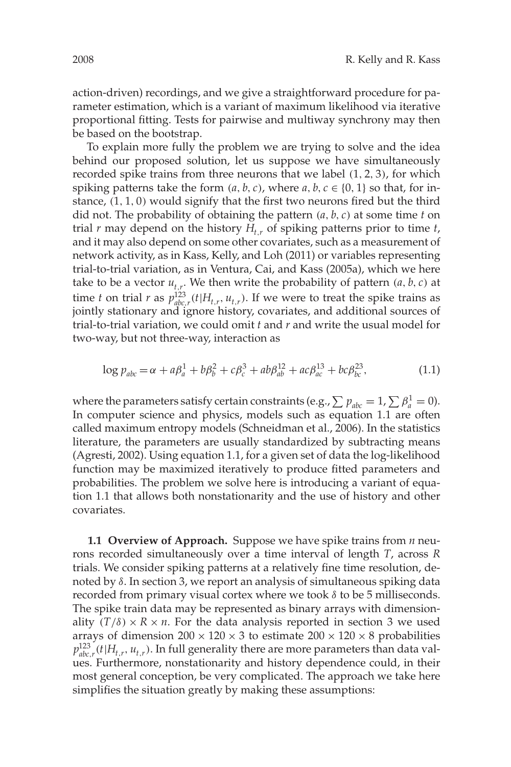action-driven) recordings, and we give a straightforward procedure for parameter estimation, which is a variant of maximum likelihood via iterative proportional fitting. Tests for pairwise and multiway synchrony may then be based on the bootstrap.

To explain more fully the problem we are trying to solve and the idea behind our proposed solution, let us suppose we have simultaneously recorded spike trains from three neurons that we label $(1, 2, 3)$, for which spiking patterns take the form $(a, b, c)$, where $a, b, c \in \{0, 1\}$ so that, for instance, $(1, 1, 0)$ would signify that the first two neurons fired but the third did not. The probability of obtaining the pattern $(a, b, c)$ at some time $t$ on trial $r$ may depend on the history $H_{t,r}$ of spiking patterns prior to time $t$, and it may also depend on some other covariates, such as a measurement of network activity, as in Kass, Kelly, and Loh (2011) or variables representing trial-to-trial variation, as in Ventura, Cai, and Kass (2005a), which we here take to be a vector $u_{t,r}$. We then write the probability of pattern $(a, b, c)$ at time $t$ on trial $r$ as $p^{123}_{abc,r}(t|H_{t,r}, u_{t,r})$. If we were to treat the spike trains as jointly stationary and ignore history, covariates, and additional sources of trial-to-trial variation, we could omit $t$ and $r$ and write the usual model for two-way, but not three-way, interaction as

$$\log p_{abc} = \alpha + a\beta^1_a + b\beta^2_b + c\beta^3_c + ab\beta^{12}_{ab} + ac\beta^{13}_{ac} + bc\beta^{23}_{bc}, \tag{1.1}$$

where the parameters satisfy certain constraints (e.g., $\sum p_{abc} = 1, \sum \beta^1_a = 0$). In computer science and physics, models such as equation 1.1 are often called maximum entropy models (Schneidman et al., 2006). In the statistics literature, the parameters are usually standardized by subtracting means (Agresti, 2002). Using equation 1.1, for a given set of data the log-likelihood function may be maximized iteratively to produce fitted parameters and probabilities. The problem we solve here is introducing a variant of equation 1.1 that allows both nonstationarity and the use of history and other covariates.

**1.1 Overview of Approach.** Suppose we have spike trains from $n$ neurons recorded simultaneously over a time interval of length $T$, across $R$ trials. We consider spiking patterns at a relatively fine time resolution, denoted by $\delta$. In section 3, we report an analysis of simultaneous spiking data recorded from primary visual cortex where we took $\delta$ to be 5 milliseconds. The spike train data may be represented as binary arrays with dimensionality $(T/\delta) \times R \times n$. For the data analysis reported in section 3 we used arrays of dimension $200 \times 120 \times 3$ to estimate $200 \times 120 \times 8$ probabilities $p^{123}_{abc,r}(t|H_{t,r}, u_{t,r})$. In full generality there are more parameters than data values. Furthermore, nonstationarity and history dependence could, in their most general conception, be very complicated. The approach we take here simplifies the situation greatly by making these assumptions: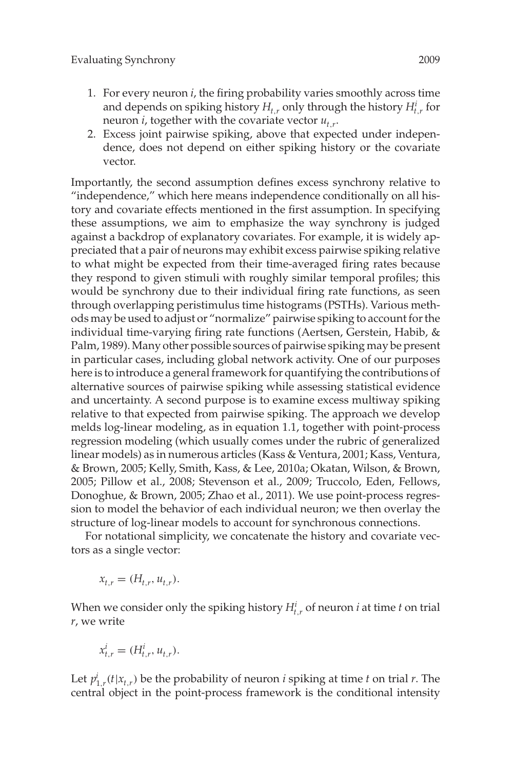1. For every neuron $i$, the firing probability varies smoothly across time and depends on spiking history $H_{t,r}$ only through the history $H^i_{t,r}$ for neuron $i$, together with the covariate vector $u_{t,r}$.
2. Excess joint pairwise spiking, above that expected under independence, does not depend on either spiking history or the covariate vector.

Importantly, the second assumption defines excess synchrony relative to "independence," which here means independence conditionally on all history and covariate effects mentioned in the first assumption. In specifying these assumptions, we aim to emphasize the way synchrony is judged against a backdrop of explanatory covariates. For example, it is widely appreciated that a pair of neurons may exhibit excess pairwise spiking relative to what might be expected from their time-averaged firing rates because they respond to given stimuli with roughly similar temporal profiles; this would be synchrony due to their individual firing rate functions, as seen through overlapping peristimulus time histograms (PSTHs). Various methods may be used to adjust or "normalize" pairwise spiking to account for the individual time-varying firing rate functions (Aertsen, Gerstein, Habib, & Palm, 1989). Many other possible sources of pairwise spiking may be present in particular cases, including global network activity. One of our purposes here is to introduce a general framework for quantifying the contributions of alternative sources of pairwise spiking while assessing statistical evidence and uncertainty. A second purpose is to examine excess multiway spiking relative to that expected from pairwise spiking. The approach we develop melds log-linear modeling, as in equation 1.1, together with point-process regression modeling (which usually comes under the rubric of generalized linear models) as in numerous articles (Kass & Ventura, 2001; Kass, Ventura, & Brown, 2005; Kelly, Smith, Kass, & Lee, 2010a; Okatan, Wilson, & Brown, 2005; Pillow et al., 2008; Stevenson et al., 2009; Truccolo, Eden, Fellows, Donoghue, & Brown, 2005; Zhao et al., 2011). We use point-process regression to model the behavior of each individual neuron; we then overlay the structure of log-linear models to account for synchronous connections.

For notational simplicity, we concatenate the history and covariate vectors as a single vector:

$$x_{t,r} = (H_{t,r}, u_{t,r}).$$

When we consider only the spiking history $H^i_{t,r}$ of neuron $i$ at time $t$ on trial $r$, we write

$$x^i_{t,r} = (H^i_{t,r}, u_{t,r}).$$

Let $p^i_{1,r}(t|x_{t,r})$ be the probability of neuron $i$ spiking at time $t$ on trial $r$. The central object in the point-process framework is the conditional intensity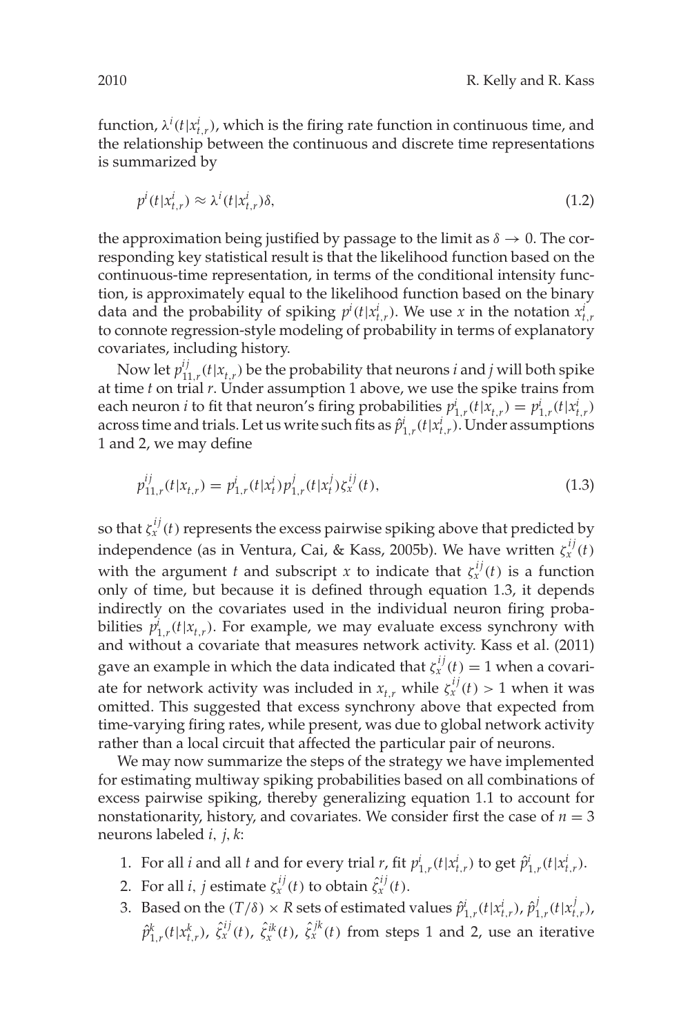function, $\lambda^i(t|x^i_{t,r})$, which is the firing rate function in continuous time, and the relationship between the continuous and discrete time representations is summarized by

$$p^i(t|x^i_{t,r}) \approx \lambda^i(t|x^i_{t,r})\delta, \tag{1.2}$$

the approximation being justified by passage to the limit as $\delta \to 0$. The corresponding key statistical result is that the likelihood function based on the continuous-time representation, in terms of the conditional intensity function, is approximately equal to the likelihood function based on the binary data and the probability of spiking $p^i(t|x^i_{t,r})$. We use $x$ in the notation $x^i_{t,r}$ to connote regression-style modeling of probability in terms of explanatory covariates, including history.

Now let $p^{ij}_{11,r}(t|x_{t,r})$ be the probability that neurons $i$ and $j$ will both spike at time $t$ on trial $r$. Under assumption 1 above, we use the spike trains from each neuron $i$ to fit that neuron's firing probabilities $p^i_{1,r}(t|x_{t,r}) = p^i_{1,r}(t|x^i_{t,r})$ across time and trials. Let us write such fits as $\hat{p}^i_{1,r}(t|x^i_{t,r})$. Under assumptions 1 and 2, we may define

$$p^{ij}_{11,r}(t|x_{t,r}) = p^i_{1,r}(t|x^i_t)p^j_{1,r}(t|x^j_t)\zeta^{ij}_x(t), \tag{1.3}$$

so that $\zeta^{ij}_x(t)$ represents the excess pairwise spiking above that predicted by independence (as in Ventura, Cai, & Kass, 2005b). We have written $\zeta^{ij}_x(t)$ with the argument $t$ and subscript $x$ to indicate that $\zeta^{ij}_x(t)$ is a function only of time, but because it is defined through equation 1.3, it depends indirectly on the covariates used in the individual neuron firing probabilities $p^i_{1,r}(t|x_{t,r})$. For example, we may evaluate excess synchrony with and without a covariate that measures network activity. Kass et al. (2011) gave an example in which the data indicated that $\zeta^{ij}_x(t) = 1$ when a covariate for network activity was included in $x_{t,r}$ while $\zeta^{ij}_x(t) > 1$ when it was omitted. This suggested that excess synchrony above that expected from time-varying firing rates, while present, was due to global network activity rather than a local circuit that affected the particular pair of neurons.

We may now summarize the steps of the strategy we have implemented for estimating multiway spiking probabilities based on all combinations of excess pairwise spiking, thereby generalizing equation 1.1 to account for nonstationarity, history, and covariates. We consider first the case of $n = 3$ neurons labeled $i$, $j$, $k$:

1. For all $i$ and all $t$ and for every trial $r$, fit $p^i_{1,r}(t|x^i_{t,r})$ to get $\hat{p}^i_{1,r}(t|x^i_{t,r})$.
2. For all $i$, $j$ estimate $\zeta^{ij}_x(t)$ to obtain $\hat{\zeta}^{ij}_x(t)$.
3. Based on the $(T/\delta) \times R$ sets of estimated values $\hat{p}^i_{1,r}(t|x^i_{t,r})$, $\hat{p}^j_{1,r}(t|x^j_{t,r})$, $\hat{p}^k_{1,r}(t|x^k_{t,r})$, $\hat{\zeta}^{ij}_x(t)$, $\hat{\zeta}^{ik}_x(t)$, $\hat{\zeta}^{jk}_x(t)$ from steps 1 and 2, use an iterative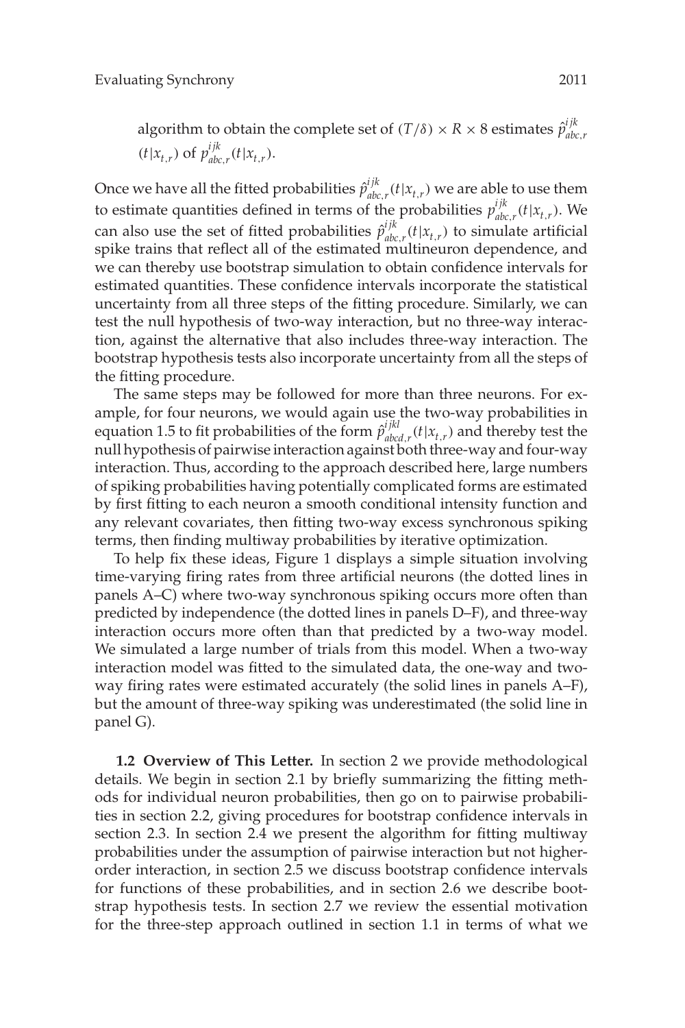algorithm to obtain the complete set of $(T/\delta) \times R \times 8$ estimates $\hat{p}^{ijk}_{abc,r}(t|x_{t,r})$ of $p^{ijk}_{abc,r}(t|x_{t,r})$.

Once we have all the fitted probabilities $\hat{p}^{ijk}_{abc,r}(t|x_{t,r})$ we are able to use them to estimate quantities defined in terms of the probabilities $p^{ijk}_{abc,r}(t|x_{t,r})$. We can also use the set of fitted probabilities $\hat{p}^{ijk}_{abc,r}(t|x_{t,r})$ to simulate artificial spike trains that reflect all of the estimated multineuron dependence, and we can thereby use bootstrap simulation to obtain confidence intervals for estimated quantities. These confidence intervals incorporate the statistical uncertainty from all three steps of the fitting procedure. Similarly, we can test the null hypothesis of two-way interaction, but no three-way interaction, against the alternative that also includes three-way interaction. The bootstrap hypothesis tests also incorporate uncertainty from all the steps of the fitting procedure.

The same steps may be followed for more than three neurons. For example, for four neurons, we would again use the two-way probabilities in equation 1.5 to fit probabilities of the form $\hat{p}^{ijkl}_{abcd,r}(t|x_{t,r})$ and thereby test the null hypothesis of pairwise interaction against both three-way and four-way interaction. Thus, according to the approach described here, large numbers of spiking probabilities having potentially complicated forms are estimated by first fitting to each neuron a smooth conditional intensity function and any relevant covariates, then fitting two-way excess synchronous spiking terms, then finding multiway probabilities by iterative optimization.

To help fix these ideas, Figure 1 displays a simple situation involving time-varying firing rates from three artificial neurons (the dotted lines in panels A–C) where two-way synchronous spiking occurs more often than predicted by independence (the dotted lines in panels D–F), and three-way interaction occurs more often than that predicted by a two-way model. We simulated a large number of trials from this model. When a two-way interaction model was fitted to the simulated data, the one-way and two-way firing rates were estimated accurately (the solid lines in panels A–F), but the amount of three-way spiking was underestimated (the solid line in panel G).

**1.2 Overview of This Letter.** In section 2 we provide methodological details. We begin in section 2.1 by briefly summarizing the fitting methods for individual neuron probabilities, then go on to pairwise probabilities in section 2.2, giving procedures for bootstrap confidence intervals in section 2.3. In section 2.4 we present the algorithm for fitting multiway probabilities under the assumption of pairwise interaction but not higher-order interaction, in section 2.5 we discuss bootstrap confidence intervals for functions of these probabilities, and in section 2.6 we describe bootstrap hypothesis tests. In section 2.7 we review the essential motivation for the three-step approach outlined in section 1.1 in terms of what we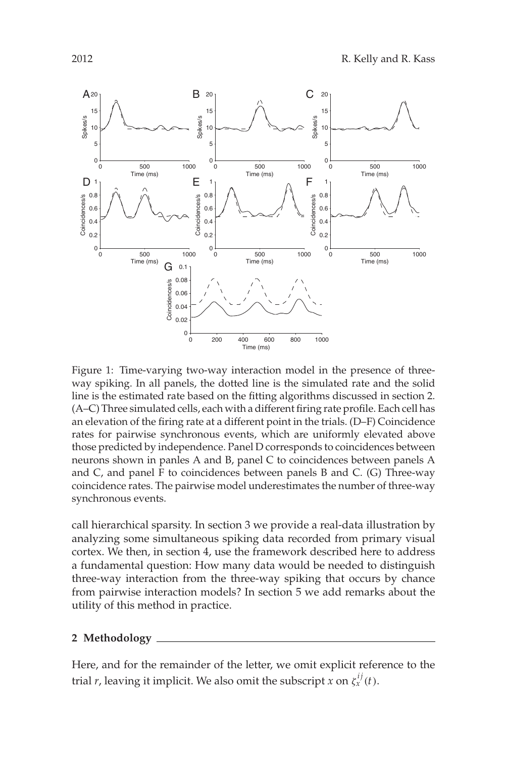Figure 1: Time-varying two-way interaction model in the presence of three-way spiking. In all panels, the dotted line is the simulated rate and the solid line is the estimated rate based on the fitting algorithms discussed in section 2. (A–C) Three simulated cells, each with a different firing rate profile. Each cell has an elevation of the firing rate at a different point in the trials. (D–F) Coincidence rates for pairwise synchronous events, which are uniformly elevated above those predicted by independence. Panel D corresponds to coincidences between neurons shown in panles A and B, panel C to coincidences between panels A and C, and panel F to coincidences between panels B and C. (G) Three-way coincidence rates. The pairwise model underestimates the number of three-way synchronous events.

call hierarchical sparsity. In section 3 we provide a real-data illustration by analyzing some simultaneous spiking data recorded from primary visual cortex. We then, in section 4, use the framework described here to address a fundamental question: How many data would be needed to distinguish three-way interaction from the three-way spiking that occurs by chance from pairwise interaction models? In section 5 we add remarks about the utility of this method in practice.

## 2 Methodology

Here, and for the remainder of the letter, we omit explicit reference to the trial $r$, leaving it implicit. We also omit the subscript $x$ on $\zeta_x^{ij}(t)$.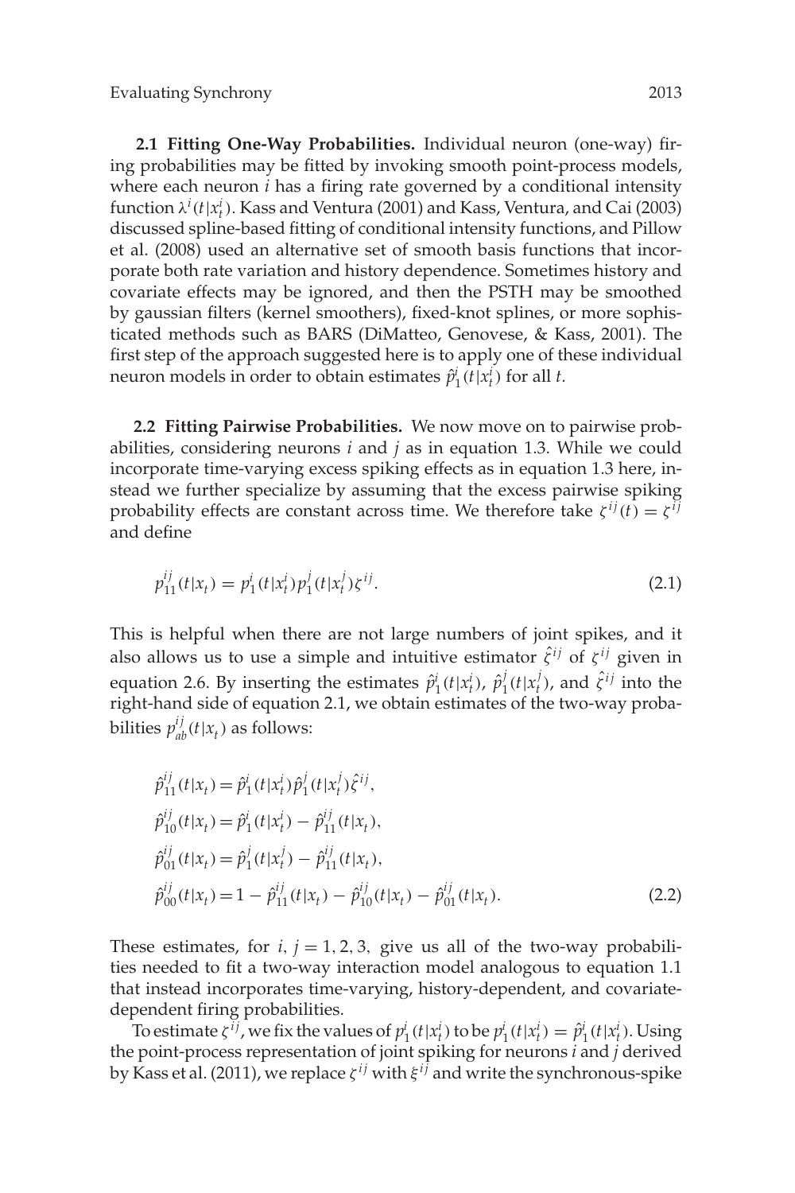**2.1 Fitting One-Way Probabilities.** Individual neuron (one-way) firing probabilities may be fitted by invoking smooth point-process models, where each neuron $i$ has a firing rate governed by a conditional intensity function $\lambda^i(t|x_t^i)$. Kass and Ventura (2001) and Kass, Ventura, and Cai (2003) discussed spline-based fitting of conditional intensity functions, and Pillow et al. (2008) used an alternative set of smooth basis functions that incorporate both rate variation and history dependence. Sometimes history and covariate effects may be ignored, and then the PSTH may be smoothed by gaussian filters (kernel smoothers), fixed-knot splines, or more sophisticated methods such as BARS (DiMatteo, Genovese, & Kass, 2001). The first step of the approach suggested here is to apply one of these individual neuron models in order to obtain estimates $\hat{p}_1^i(t|x_t^i)$ for all $t$.

**2.2 Fitting Pairwise Probabilities.** We now move on to pairwise probabilities, considering neurons $i$ and $j$ as in equation 1.3. While we could incorporate time-varying excess spiking effects as in equation 1.3 here, instead we further specialize by assuming that the excess pairwise spiking probability effects are constant across time. We therefore take $\zeta^{ij}(t) = \zeta^{ij}$ and define

$$p_{11}^{ij}(t|x_t) = p_1^i(t|x_t^i)p_1^j(t|x_t^j)\zeta^{ij}. \tag{2.1}$$

This is helpful when there are not large numbers of joint spikes, and it also allows us to use a simple and intuitive estimator $\hat{\zeta}^{ij}$ of $\zeta^{ij}$ given in equation 2.6. By inserting the estimates $\hat{p}_1^i(t|x_t^i)$, $\hat{p}_1^j(t|x_t^j)$, and $\hat{\zeta}^{ij}$ into the right-hand side of equation 2.1, we obtain estimates of the two-way probabilities $p_{ab}^{ij}(t|x_t)$ as follows:

$$\begin{aligned}
\hat{p}_{11}^{ij}(t|x_t) &= \hat{p}_1^i(t|x_t^i)\hat{p}_1^j(t|x_t^j)\hat{\zeta}^{ij},\\
\hat{p}_{10}^{ij}(t|x_t) &= \hat{p}_1^i(t|x_t^i) - \hat{p}_{11}^{ij}(t|x_t),\\
\hat{p}_{01}^{ij}(t|x_t) &= \hat{p}_1^j(t|x_t^j) - \hat{p}_{11}^{ij}(t|x_t),\\
\hat{p}_{00}^{ij}(t|x_t) &= 1 - \hat{p}_{11}^{ij}(t|x_t) - \hat{p}_{10}^{ij}(t|x_t) - \hat{p}_{01}^{ij}(t|x_t).
\end{aligned} \tag{2.2}$$

These estimates, for $i, j = 1, 2, 3,$ give us all of the two-way probabilities needed to fit a two-way interaction model analogous to equation 1.1 that instead incorporates time-varying, history-dependent, and covariate-dependent firing probabilities.

To estimate $\zeta^{ij}$, we fix the values of $p_1^i(t|x_t^i)$ to be $p_1^i(t|x_t^i) = \hat{p}_1^i(t|x_t^i)$. Using the point-process representation of joint spiking for neurons $i$ and $j$ derived by Kass et al. (2011), we replace $\zeta^{ij}$ with $\xi^{ij}$ and write the synchronous-spike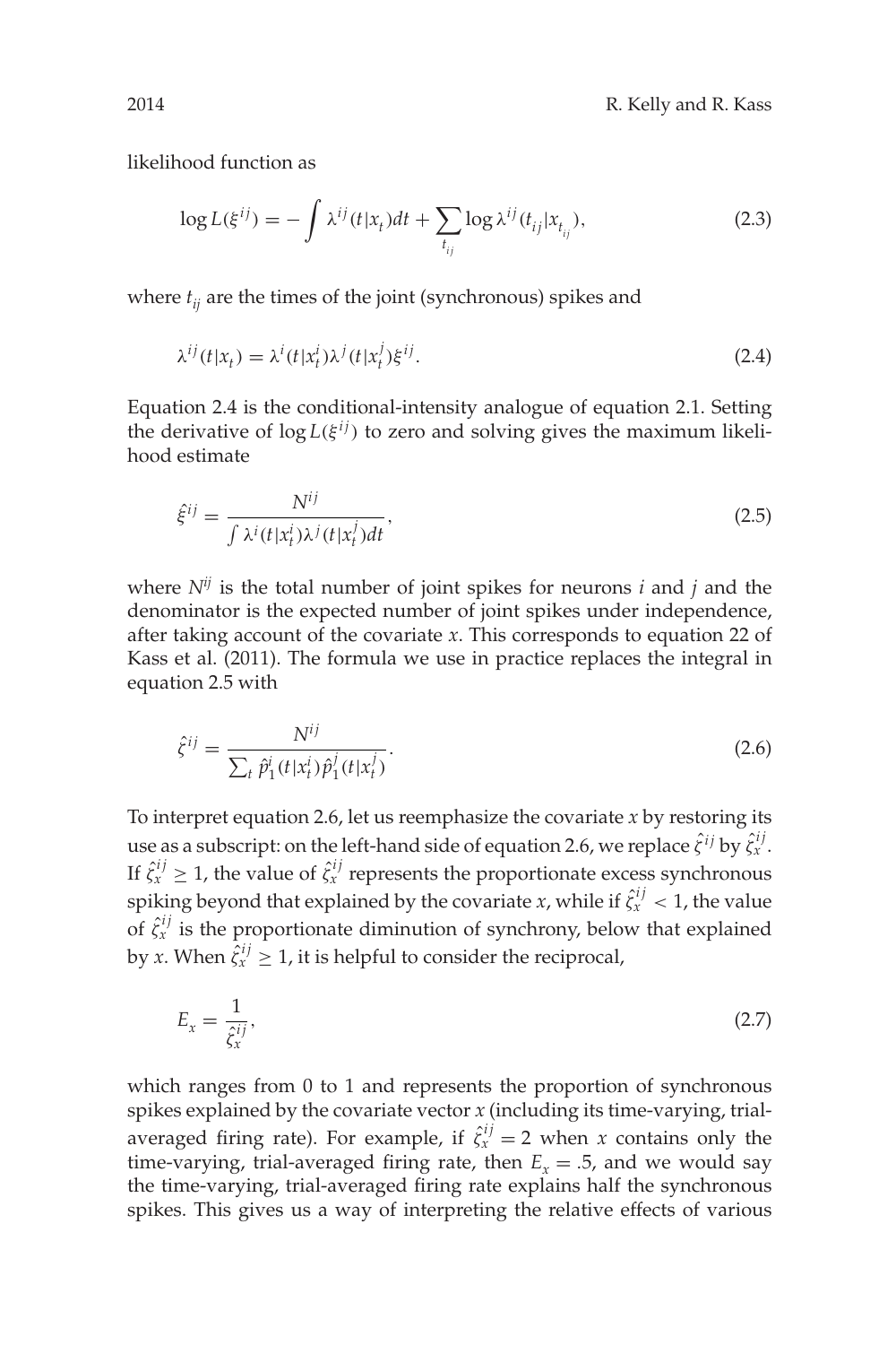likelihood function as

$$\log L(\xi^{ij}) = -\int \lambda^{ij}(t|x_t)dt + \sum_{t_{ij}} \log \lambda^{ij}(t_{ij}|x_{t_{ij}}), \tag{2.3}$$

where $t_{ij}$ are the times of the joint (synchronous) spikes and

$$\lambda^{ij}(t|x_t) = \lambda^i(t|x_t^i)\lambda^j(t|x_t^j)\xi^{ij}. \tag{2.4}$$

Equation 2.4 is the conditional-intensity analogue of equation 2.1. Setting the derivative of $\log L(\xi^{ij})$ to zero and solving gives the maximum likelihood estimate

$$\hat{\xi}^{ij} = \frac{N^{ij}}{\int \lambda^i(t|x_t^i)\lambda^j(t|x_t^j)dt}, \tag{2.5}$$

where $N^{ij}$ is the total number of joint spikes for neurons $i$ and $j$ and the denominator is the expected number of joint spikes under independence, after taking account of the covariate $x$. This corresponds to equation 22 of Kass et al. (2011). The formula we use in practice replaces the integral in equation 2.5 with

$$\hat{\zeta}^{ij} = \frac{N^{ij}}{\sum_t \hat{p}_1^i(t|x_t^i)\hat{p}_1^j(t|x_t^j)}. \tag{2.6}$$

To interpret equation 2.6, let us reemphasize the covariate $x$ by restoring its use as a subscript: on the left-hand side of equation 2.6, we replace $\hat{\zeta}^{ij}$ by $\hat{\zeta}_x^{ij}$. If $\hat{\zeta}_x^{ij} \geq 1$, the value of $\hat{\zeta}_x^{ij}$ represents the proportionate excess synchronous spiking beyond that explained by the covariate $x$, while if $\hat{\zeta}_x^{ij} < 1$, the value of $\hat{\zeta}_x^{ij}$ is the proportionate diminution of synchrony, below that explained by $x$. When $\hat{\zeta}_x^{ij} \geq 1$, it is helpful to consider the reciprocal,

$$E_x = \frac{1}{\hat{\zeta}_x^{ij}}, \tag{2.7}$$

which ranges from 0 to 1 and represents the proportion of synchronous spikes explained by the covariate vector $x$ (including its time-varying, trial-averaged firing rate). For example, if $\hat{\zeta}_x^{ij} = 2$ when $x$ contains only the time-varying, trial-averaged firing rate, then $E_x = .5$, and we would say the time-varying, trial-averaged firing rate explains half the synchronous spikes. This gives us a way of interpreting the relative effects of various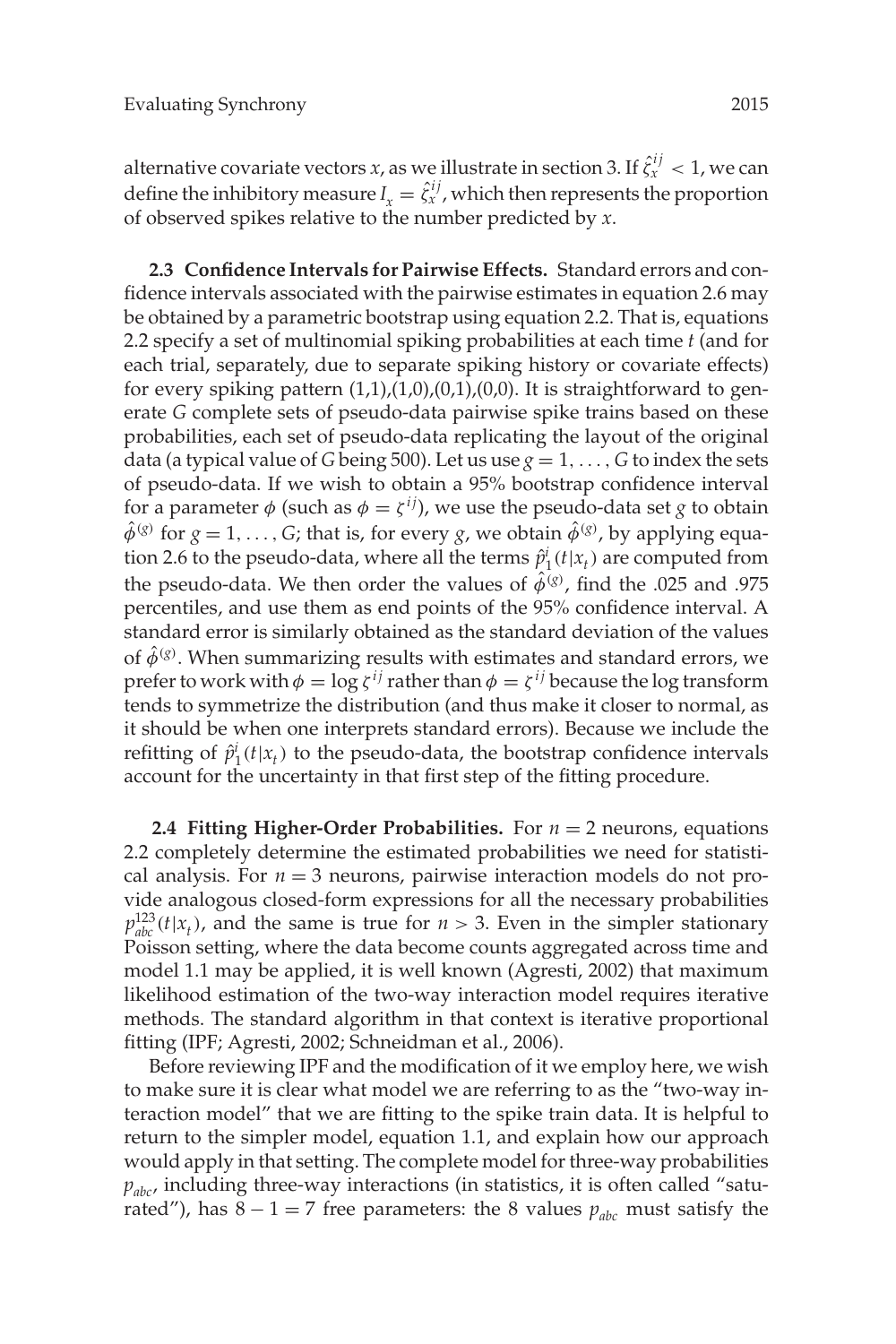alternative covariate vectors $x$, as we illustrate in section 3. If $\hat{\zeta}_x^{ij} < 1$, we can define the inhibitory measure $I_x = \hat{\zeta}_x^{ij}$, which then represents the proportion of observed spikes relative to the number predicted by $x$.

**2.3 Confidence Intervals for Pairwise Effects.** Standard errors and confidence intervals associated with the pairwise estimates in equation 2.6 may be obtained by a parametric bootstrap using equation 2.2. That is, equations 2.2 specify a set of multinomial spiking probabilities at each time $t$ (and for each trial, separately, due to separate spiking history or covariate effects) for every spiking pattern (1,1),(1,0),(0,1),(0,0). It is straightforward to generate $G$ complete sets of pseudo-data pairwise spike trains based on these probabilities, each set of pseudo-data replicating the layout of the original data (a typical value of $G$ being 500). Let us use $g = 1, \ldots, G$ to index the sets of pseudo-data. If we wish to obtain a 95% bootstrap confidence interval for a parameter $\phi$ (such as $\phi = \zeta^{ij}$), we use the pseudo-data set $g$ to obtain $\hat{\phi}^{(g)}$ for $g = 1, \ldots, G$; that is, for every $g$, we obtain $\hat{\phi}^{(g)}$, by applying equation 2.6 to the pseudo-data, where all the terms $\hat{p}_1^i(t|x_t)$ are computed from the pseudo-data. We then order the values of $\hat{\phi}^{(g)}$, find the .025 and .975 percentiles, and use them as end points of the 95% confidence interval. A standard error is similarly obtained as the standard deviation of the values of $\hat{\phi}^{(g)}$. When summarizing results with estimates and standard errors, we prefer to work with $\phi = \log \zeta^{ij}$ rather than $\phi = \zeta^{ij}$ because the log transform tends to symmetrize the distribution (and thus make it closer to normal, as it should be when one interprets standard errors). Because we include the refitting of $\hat{p}_1^i(t|x_t)$ to the pseudo-data, the bootstrap confidence intervals account for the uncertainty in that first step of the fitting procedure.

**2.4 Fitting Higher-Order Probabilities.** For $n = 2$ neurons, equations 2.2 completely determine the estimated probabilities we need for statistical analysis. For $n = 3$ neurons, pairwise interaction models do not provide analogous closed-form expressions for all the necessary probabilities $p_{abc}^{123}(t|x_t)$, and the same is true for $n > 3$. Even in the simpler stationary Poisson setting, where the data become counts aggregated across time and model 1.1 may be applied, it is well known (Agresti, 2002) that maximum likelihood estimation of the two-way interaction model requires iterative methods. The standard algorithm in that context is iterative proportional fitting (IPF; Agresti, 2002; Schneidman et al., 2006).

Before reviewing IPF and the modification of it we employ here, we wish to make sure it is clear what model we are referring to as the "two-way interaction model" that we are fitting to the spike train data. It is helpful to return to the simpler model, equation 1.1, and explain how our approach would apply in that setting. The complete model for three-way probabilities $p_{abc}$, including three-way interactions (in statistics, it is often called "saturated"), has $8 - 1 = 7$ free parameters: the 8 values $p_{abc}$ must satisfy the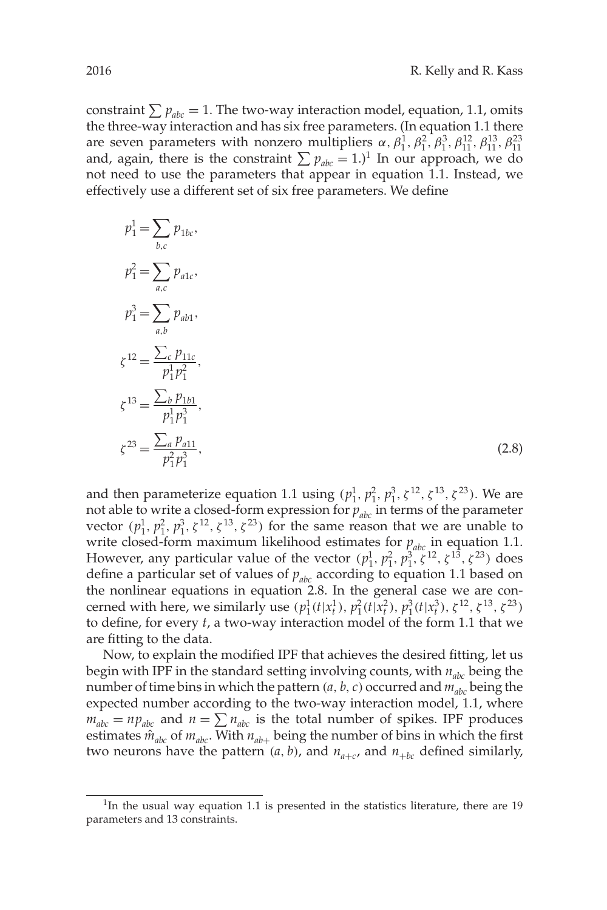constraint $\sum p_{abc} = 1$. The two-way interaction model, equation, 1.1, omits the three-way interaction and has six free parameters. (In equation 1.1 there are seven parameters with nonzero multipliers $\alpha, \beta_1^1, \beta_1^2, \beta_1^3, \beta_{11}^{12}, \beta_{11}^{13}, \beta_{11}^{23}$ and, again, there is the constraint $\sum p_{abc} = 1$.)[1] In our approach, we do not need to use the parameters that appear in equation 1.1. Instead, we effectively use a different set of six free parameters. We define

$$
\begin{aligned}
p_1^1 &= \sum_{b,c} p_{1bc}, \\
p_1^2 &= \sum_{a,c} p_{a1c}, \\
p_1^3 &= \sum_{a,b} p_{ab1}, \\
\zeta^{12} &= \frac{\sum_c p_{11c}}{p_1^1 p_1^2}, \\
\zeta^{13} &= \frac{\sum_b p_{1b1}}{p_1^1 p_1^3}, \\
\zeta^{23} &= \frac{\sum_a p_{a11}}{p_1^2 p_1^3},
\end{aligned}
\tag{2.8}
$$

and then parameterize equation 1.1 using $(p_1^1, p_1^2, p_1^3, \zeta^{12}, \zeta^{13}, \zeta^{23})$. We are not able to write a closed-form expression for $p_{abc}$ in terms of the parameter vector $(p_1^1, p_1^2, p_1^3, \zeta^{12}, \zeta^{13}, \zeta^{23})$ for the same reason that we are unable to write closed-form maximum likelihood estimates for $p_{abc}$ in equation 1.1. However, any particular value of the vector $(p_1^1, p_1^2, p_1^3, \zeta^{12}, \zeta^{13}, \zeta^{23})$ does define a particular set of values of $p_{abc}$ according to equation 1.1 based on the nonlinear equations in equation 2.8. In the general case we are concerned with here, we similarly use $(p_1^1(t|x_t^1), p_1^2(t|x_t^2), p_1^3(t|x_t^3), \zeta^{12}, \zeta^{13}, \zeta^{23})$ to define, for every $t$, a two-way interaction model of the form 1.1 that we are fitting to the data.

Now, to explain the modified IPF that achieves the desired fitting, let us begin with IPF in the standard setting involving counts, with $n_{abc}$ being the number of time bins in which the pattern $(a, b, c)$ occurred and $m_{abc}$ being the expected number according to the two-way interaction model, 1.1, where $m_{abc} = np_{abc}$ and $n = \sum n_{abc}$ is the total number of spikes. IPF produces estimates $\hat{m}_{abc}$ of $m_{abc}$. With $n_{ab+}$ being the number of bins in which the first two neurons have the pattern $(a, b)$, and $n_{a+c}$, and $n_{+bc}$ defined similarly,

[1] In the usual way equation 1.1 is presented in the statistics literature, there are 19 parameters and 13 constraints.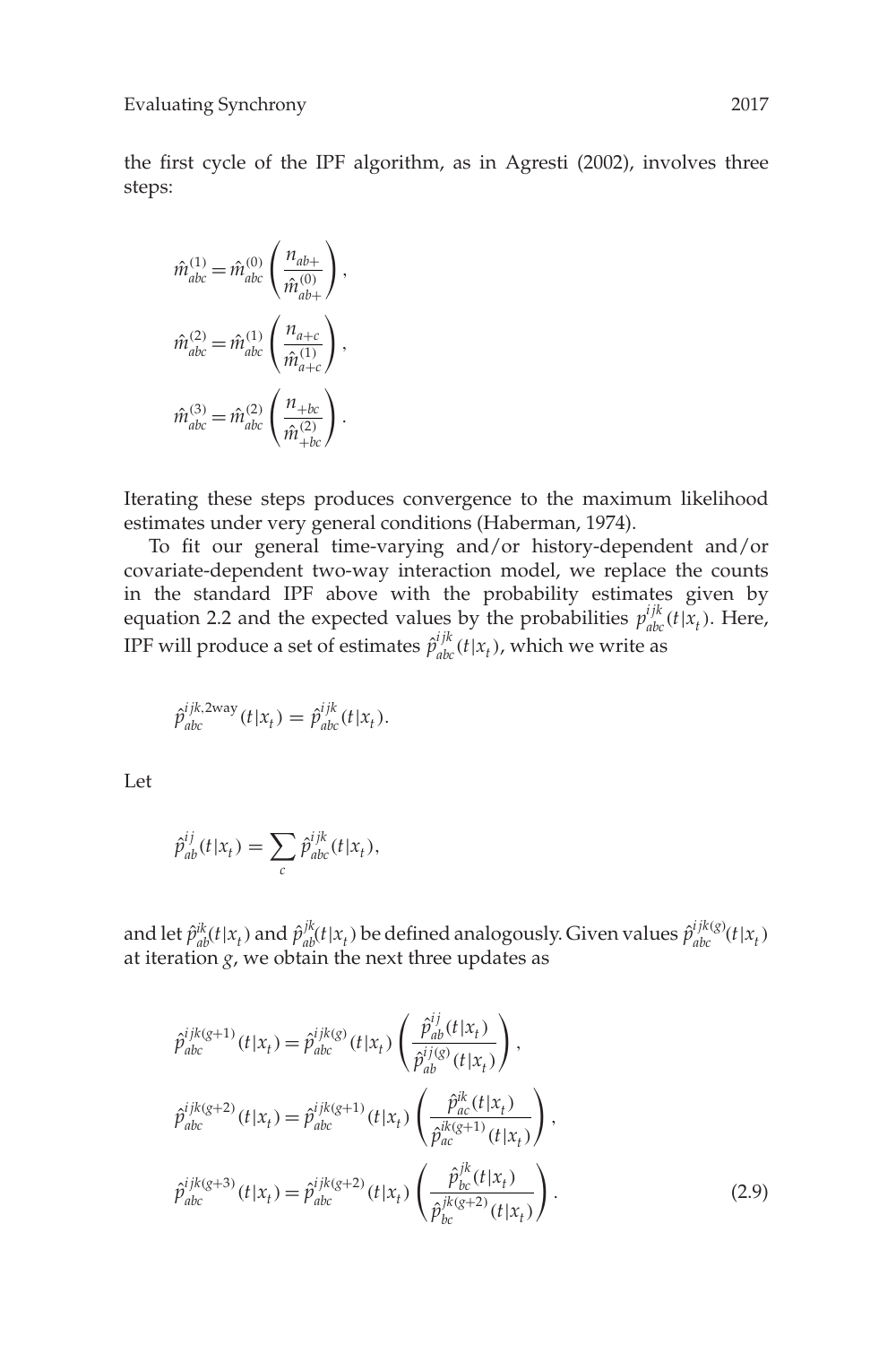the first cycle of the IPF algorithm, as in Agresti (2002), involves three steps:

$$\hat{m}_{abc}^{(1)} = \hat{m}_{abc}^{(0)} \left( \frac{n_{ab+}}{\hat{m}_{ab+}^{(0)}} \right),$$

$$\hat{m}_{abc}^{(2)} = \hat{m}_{abc}^{(1)} \left( \frac{n_{a+c}}{\hat{m}_{a+c}^{(1)}} \right),$$

$$\hat{m}_{abc}^{(3)} = \hat{m}_{abc}^{(2)} \left( \frac{n_{+bc}}{\hat{m}_{+bc}^{(2)}} \right).$$

Iterating these steps produces convergence to the maximum likelihood estimates under very general conditions (Haberman, 1974).

To fit our general time-varying and/or history-dependent and/or covariate-dependent two-way interaction model, we replace the counts in the standard IPF above with the probability estimates given by equation 2.2 and the expected values by the probabilities $p_{abc}^{ijk}(t|x_t)$. Here, IPF will produce a set of estimates $\hat{p}_{abc}^{ijk}(t|x_t)$, which we write as

$$\hat{p}_{abc}^{ijk,2\text{way}}(t|x_t) = \hat{p}_{abc}^{ijk}(t|x_t).$$

Let

$$\hat{p}_{ab}^{ij}(t|x_t) = \sum_c \hat{p}_{abc}^{ijk}(t|x_t),$$

and let $\hat{p}_{ab}^{ik}(t|x_t)$ and $\hat{p}_{ab}^{jk}(t|x_t)$ be defined analogously. Given values $\hat{p}_{abc}^{ijk(g)}(t|x_t)$ at iteration $g$, we obtain the next three updates as

$$\hat{p}_{abc}^{ijk(g+1)}(t|x_t) = \hat{p}_{abc}^{ijk(g)}(t|x_t) \left( \frac{\hat{p}_{ab}^{ij}(t|x_t)}{\hat{p}_{ab}^{ij(g)}(t|x_t)} \right),$$

$$\hat{p}_{abc}^{ijk(g+2)}(t|x_t) = \hat{p}_{abc}^{ijk(g+1)}(t|x_t) \left( \frac{\hat{p}_{ac}^{ik}(t|x_t)}{\hat{p}_{ac}^{ik(g+1)}(t|x_t)} \right),$$

$$\hat{p}_{abc}^{ijk(g+3)}(t|x_t) = \hat{p}_{abc}^{ijk(g+2)}(t|x_t) \left( \frac{\hat{p}_{bc}^{jk}(t|x_t)}{\hat{p}_{bc}^{jk(g+2)}(t|x_t)} \right). \tag{2.9}$$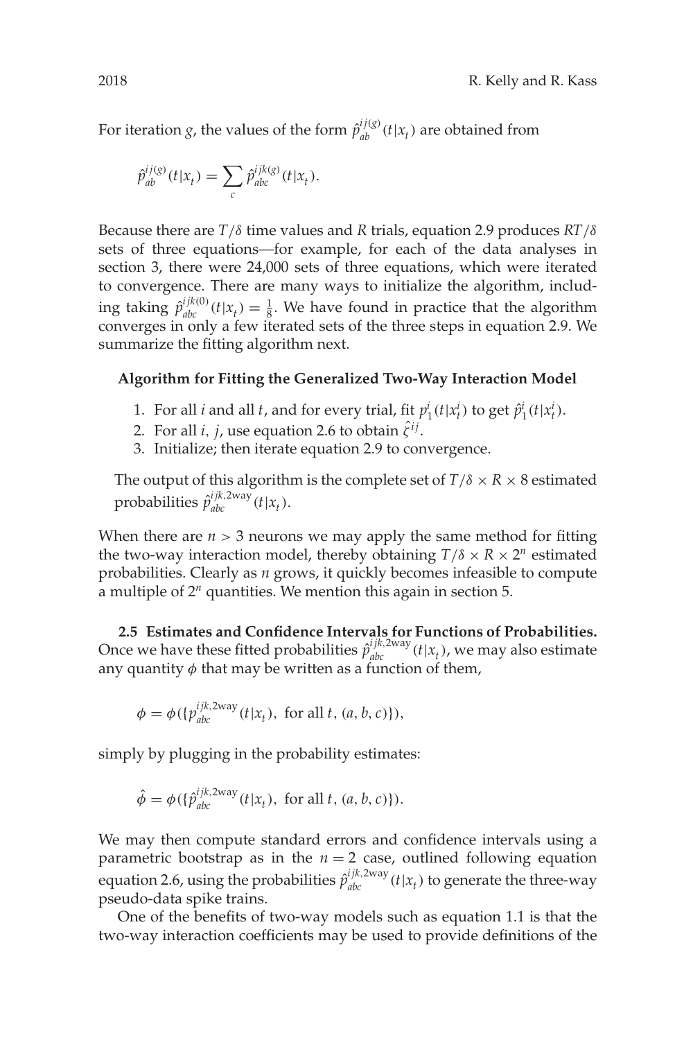For iteration $g$, the values of the form $\hat{p}^{ij(g)}_{ab}(t|x_t)$ are obtained from

$$\hat{p}^{ij(g)}_{ab}(t|x_t) = \sum_c \hat{p}^{ijk(g)}_{abc}(t|x_t).$$

Because there are $T/\delta$ time values and $R$ trials, equation 2.9 produces $RT/\delta$ sets of three equations—for example, for each of the data analyses in section 3, there were 24,000 sets of three equations, which were iterated to convergence. There are many ways to initialize the algorithm, including taking $\hat{p}^{ijk(0)}_{abc}(t|x_t) = \frac{1}{8}$. We have found in practice that the algorithm converges in only a few iterated sets of the three steps in equation 2.9. We summarize the fitting algorithm next.

**Algorithm for Fitting the Generalized Two-Way Interaction Model**

1. For all $i$ and all $t$, and for every trial, fit $p^i_1(t|x^i_t)$ to get $\hat{p}^i_1(t|x^i_t)$.
2. For all $i$, $j$, use equation 2.6 to obtain $\hat{\zeta}^{ij}$.
3. Initialize; then iterate equation 2.9 to convergence.

The output of this algorithm is the complete set of $T/\delta \times R \times 8$ estimated probabilities $\hat{p}^{ijk,2\text{way}}_{abc}(t|x_t)$.

When there are $n > 3$ neurons we may apply the same method for fitting the two-way interaction model, thereby obtaining $T/\delta \times R \times 2^n$ estimated probabilities. Clearly as $n$ grows, it quickly becomes infeasible to compute a multiple of $2^n$ quantities. We mention this again in section 5.

### 2.5 Estimates and Confidence Intervals for Functions of Probabilities.

Once we have these fitted probabilities $\hat{p}^{ijk,2\text{way}}_{abc}(t|x_t)$, we may also estimate any quantity $\phi$ that may be written as a function of them,

$$\phi = \phi(\{p^{ijk,2\text{way}}_{abc}(t|x_t), \text{ for all } t, (a,b,c)\}),$$

simply by plugging in the probability estimates:

$$\hat{\phi} = \phi(\{\hat{p}^{ijk,2\text{way}}_{abc}(t|x_t), \text{ for all } t, (a,b,c)\}).$$

We may then compute standard errors and confidence intervals using a parametric bootstrap as in the $n = 2$ case, outlined following equation equation 2.6, using the probabilities $\hat{p}^{ijk,2\text{way}}_{abc}(t|x_t)$ to generate the three-way pseudo-data spike trains.

One of the benefits of two-way models such as equation 1.1 is that the two-way interaction coefficients may be used to provide definitions of the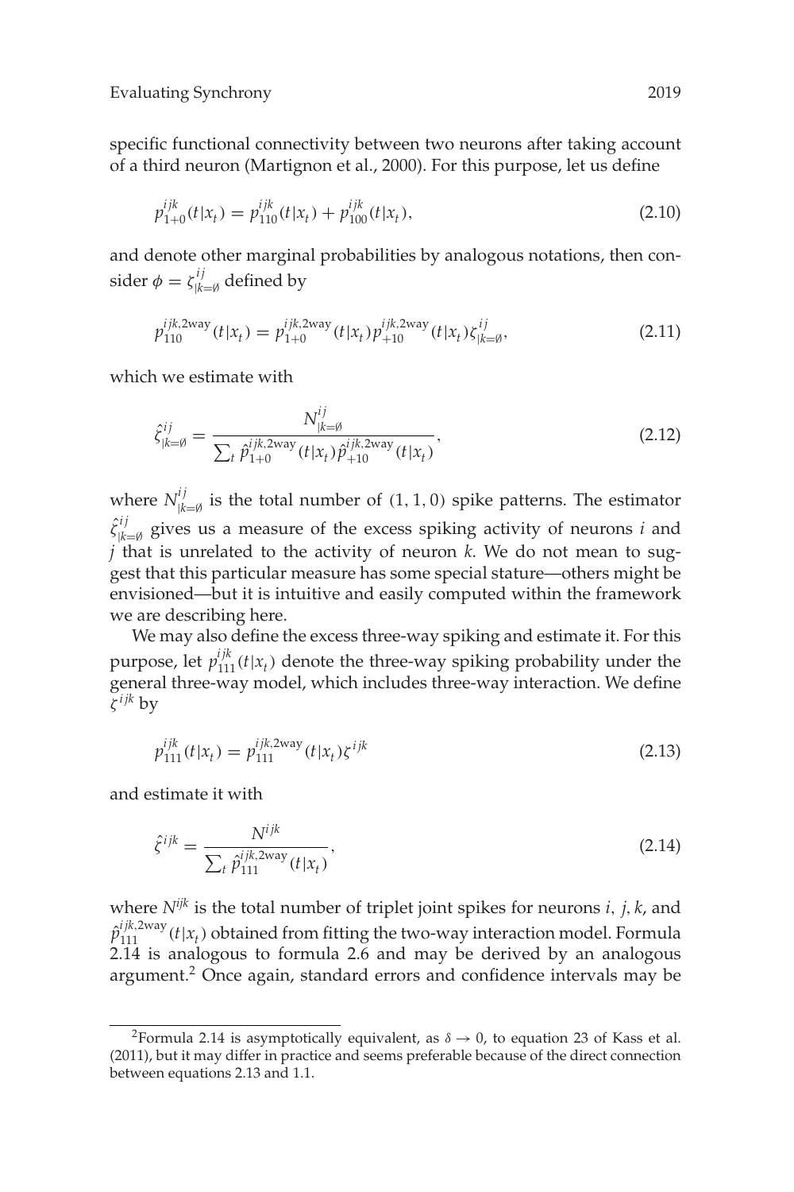specific functional connectivity between two neurons after taking account of a third neuron (Martignon et al., 2000). For this purpose, let us define

$$p^{ijk}_{1+0}(t|x_t) = p^{ijk}_{110}(t|x_t) + p^{ijk}_{100}(t|x_t), \tag{2.10}$$

and denote other marginal probabilities by analogous notations, then consider $\phi = \zeta^{ij}_{|k=\emptyset}$ defined by

$$p^{ijk,\text{2way}}_{110}(t|x_t) = p^{ijk,\text{2way}}_{1+0}(t|x_t)\, p^{ijk,\text{2way}}_{+10}(t|x_t)\, \zeta^{ij}_{|k=\emptyset}, \tag{2.11}$$

which we estimate with

$$\hat{\zeta}^{ij}_{|k=\emptyset} = \frac{N^{ij}_{|k=\emptyset}}{\sum_t \hat{p}^{ijk,\text{2way}}_{1+0}(t|x_t)\, \hat{p}^{ijk,\text{2way}}_{+10}(t|x_t)}, \tag{2.12}$$

where $N^{ij}_{|k=\emptyset}$ is the total number of $(1, 1, 0)$ spike patterns. The estimator $\hat{\zeta}^{ij}_{|k=\emptyset}$ gives us a measure of the excess spiking activity of neurons $i$ and $j$ that is unrelated to the activity of neuron $k$. We do not mean to suggest that this particular measure has some special stature—others might be envisioned—but it is intuitive and easily computed within the framework we are describing here.

We may also define the excess three-way spiking and estimate it. For this purpose, let $p^{ijk}_{111}(t|x_t)$ denote the three-way spiking probability under the general three-way model, which includes three-way interaction. We define $\zeta^{ijk}$ by

$$p^{ijk}_{111}(t|x_t) = p^{ijk,\text{2way}}_{111}(t|x_t)\, \zeta^{ijk} \tag{2.13}$$

and estimate it with

$$\hat{\zeta}^{ijk} = \frac{N^{ijk}}{\sum_t \hat{p}^{ijk,\text{2way}}_{111}(t|x_t)}, \tag{2.14}$$

where $N^{ijk}$ is the total number of triplet joint spikes for neurons $i$, $j$, $k$, and $\hat{p}^{ijk,\text{2way}}_{111}(t|x_t)$ obtained from fitting the two-way interaction model. Formula 2.14 is analogous to formula 2.6 and may be derived by an analogous argument.[2] Once again, standard errors and confidence intervals may be

[2]Formula 2.14 is asymptotically equivalent, as $\delta \to 0$, to equation 23 of Kass et al. (2011), but it may differ in practice and seems preferable because of the direct connection between equations 2.13 and 1.1.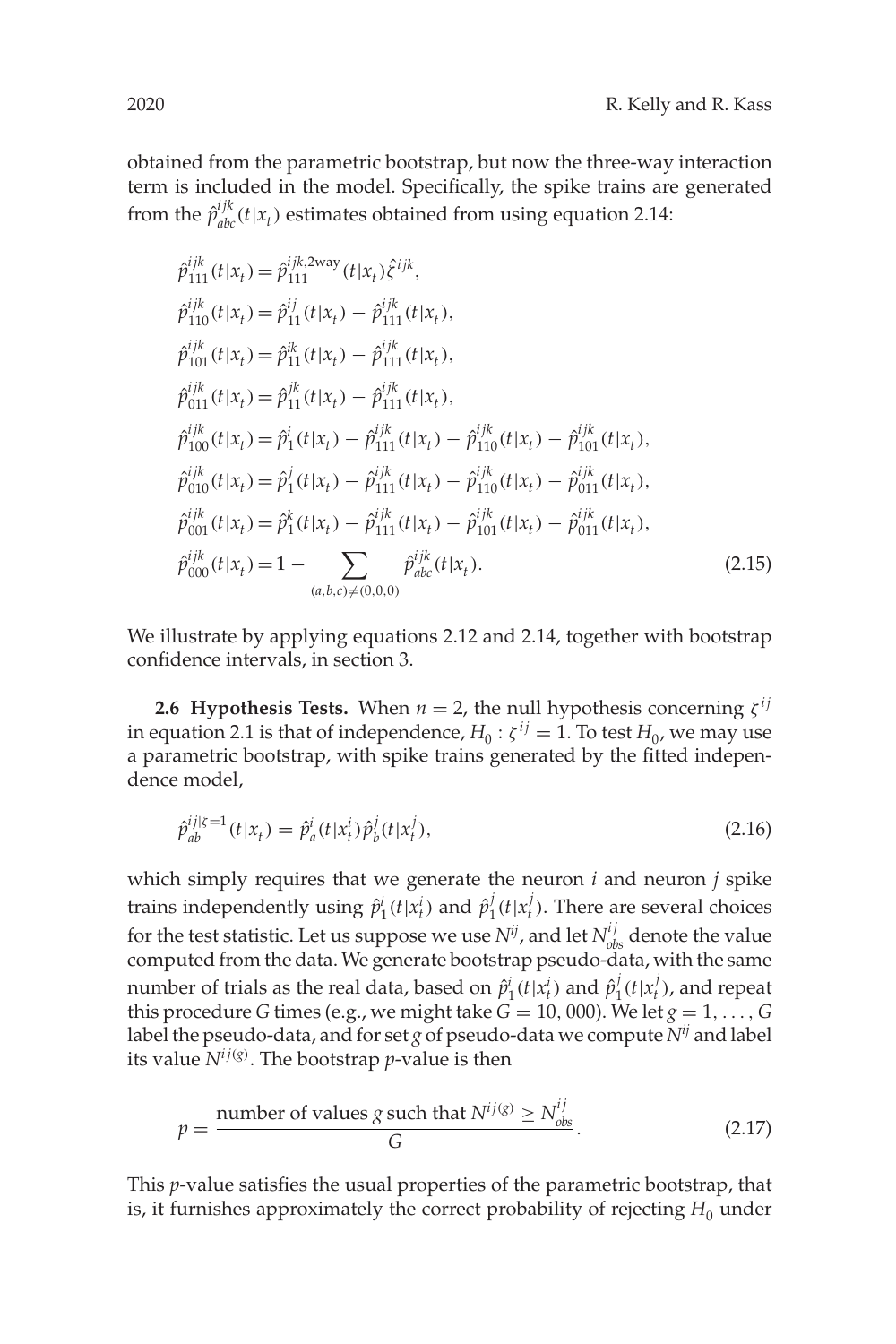obtained from the parametric bootstrap, but now the three-way interaction term is included in the model. Specifically, the spike trains are generated from the $\hat{p}^{ijk}_{abc}(t|x_t)$ estimates obtained from using equation 2.14:

$$
\begin{aligned}
\hat{p}^{ijk}_{111}(t|x_t) &= \hat{p}^{ijk,2\text{way}}_{111}(t|x_t)\hat{\zeta}^{ijk},\\
\hat{p}^{ijk}_{110}(t|x_t) &= \hat{p}^{ij}_{11}(t|x_t) - \hat{p}^{ijk}_{111}(t|x_t),\\
\hat{p}^{ijk}_{101}(t|x_t) &= \hat{p}^{ik}_{11}(t|x_t) - \hat{p}^{ijk}_{111}(t|x_t),\\
\hat{p}^{ijk}_{011}(t|x_t) &= \hat{p}^{jk}_{11}(t|x_t) - \hat{p}^{ijk}_{111}(t|x_t),\\
\hat{p}^{ijk}_{100}(t|x_t) &= \hat{p}^{i}_{1}(t|x_t) - \hat{p}^{ijk}_{111}(t|x_t) - \hat{p}^{ijk}_{110}(t|x_t) - \hat{p}^{ijk}_{101}(t|x_t),\\
\hat{p}^{ijk}_{010}(t|x_t) &= \hat{p}^{j}_{1}(t|x_t) - \hat{p}^{ijk}_{111}(t|x_t) - \hat{p}^{ijk}_{110}(t|x_t) - \hat{p}^{ijk}_{011}(t|x_t),\\
\hat{p}^{ijk}_{001}(t|x_t) &= \hat{p}^{k}_{1}(t|x_t) - \hat{p}^{ijk}_{111}(t|x_t) - \hat{p}^{ijk}_{101}(t|x_t) - \hat{p}^{ijk}_{011}(t|x_t),\\
\hat{p}^{ijk}_{000}(t|x_t) &= 1 - \sum_{(a,b,c)\neq(0,0,0)} \hat{p}^{ijk}_{abc}(t|x_t).
\end{aligned}
\tag{2.15}
$$

We illustrate by applying equations 2.12 and 2.14, together with bootstrap confidence intervals, in section 3.

**2.6 Hypothesis Tests.** When $n = 2$, the null hypothesis concerning $\zeta^{ij}$ in equation 2.1 is that of independence, $H_0 : \zeta^{ij} = 1$. To test $H_0$, we may use a parametric bootstrap, with spike trains generated by the fitted independence model,

$$
\hat{p}^{ij|\zeta=1}_{ab}(t|x_t) = \hat{p}^{i}_{a}(t|x^i_t)\hat{p}^{j}_{b}(t|x^j_t),
\tag{2.16}
$$

which simply requires that we generate the neuron $i$ and neuron $j$ spike trains independently using $\hat{p}^i_1(t|x^i_t)$ and $\hat{p}^j_1(t|x^j_t)$. There are several choices for the test statistic. Let us suppose we use $N^{ij}$, and let $N^{ij}_{obs}$ denote the value computed from the data. We generate bootstrap pseudo-data, with the same number of trials as the real data, based on $\hat{p}^i_1(t|x^i_t)$ and $\hat{p}^j_1(t|x^j_t)$, and repeat this procedure $G$ times (e.g., we might take $G = 10,000$). We let $g = 1, \ldots, G$ label the pseudo-data, and for set $g$ of pseudo-data we compute $N^{ij}$ and label its value $N^{ij(g)}$. The bootstrap $p$-value is then

$$
p = \frac{\text{number of values } g \text{ such that } N^{ij(g)} \geq N^{ij}_{obs}}{G}.
\tag{2.17}
$$

This $p$-value satisfies the usual properties of the parametric bootstrap, that is, it furnishes approximately the correct probability of rejecting $H_0$ under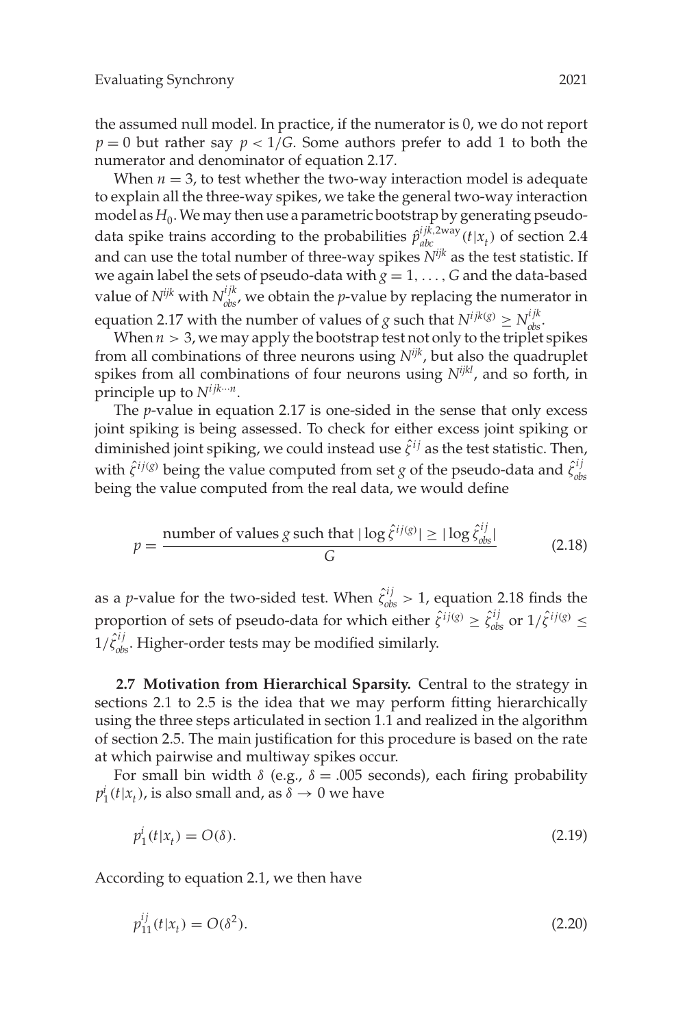the assumed null model. In practice, if the numerator is 0, we do not report $p = 0$ but rather say $p < 1/G$. Some authors prefer to add 1 to both the numerator and denominator of equation 2.17.

When $n = 3$, to test whether the two-way interaction model is adequate to explain all the three-way spikes, we take the general two-way interaction model as $H_0$. We may then use a parametric bootstrap by generating pseudo-data spike trains according to the probabilities $\hat{p}^{ijk,\text{2way}}_{abc}(t|x_t)$ of section 2.4 and can use the total number of three-way spikes $N^{ijk}$ as the test statistic. If we again label the sets of pseudo-data with $g = 1, \ldots, G$ and the data-based value of $N^{ijk}$ with $N^{ijk}_{obs}$, we obtain the $p$-value by replacing the numerator in equation 2.17 with the number of values of $g$ such that $N^{ijk(g)} \geq N^{ijk}_{obs}$.

When $n > 3$, we may apply the bootstrap test not only to the triplet spikes from all combinations of three neurons using $N^{ijk}$, but also the quadruplet spikes from all combinations of four neurons using $N^{ijkl}$, and so forth, in principle up to $N^{ijk\cdots n}$.

The $p$-value in equation 2.17 is one-sided in the sense that only excess joint spiking is being assessed. To check for either excess joint spiking or diminished joint spiking, we could instead use $\hat{\zeta}^{ij}$ as the test statistic. Then, with $\hat{\zeta}^{ij(g)}$ being the value computed from set $g$ of the pseudo-data and $\hat{\zeta}^{ij}_{obs}$ being the value computed from the real data, we would define

$$p = \frac{\text{number of values } g \text{ such that } |\log \hat{\zeta}^{ij(g)}| \geq |\log \hat{\zeta}^{ij}_{obs}|}{G} \tag{2.18}$$

as a $p$-value for the two-sided test. When $\hat{\zeta}^{ij}_{obs} > 1$, equation 2.18 finds the proportion of sets of pseudo-data for which either $\hat{\zeta}^{ij(g)} \geq \hat{\zeta}^{ij}_{obs}$ or $1/\hat{\zeta}^{ij(g)} \leq 1/\hat{\zeta}^{ij}_{obs}$. Higher-order tests may be modified similarly.

**2.7 Motivation from Hierarchical Sparsity.** Central to the strategy in sections 2.1 to 2.5 is the idea that we may perform fitting hierarchically using the three steps articulated in section 1.1 and realized in the algorithm of section 2.5. The main justification for this procedure is based on the rate at which pairwise and multiway spikes occur.

For small bin width $\delta$ (e.g., $\delta = .005$ seconds), each firing probability $p^i_1(t|x_t)$, is also small and, as $\delta \to 0$ we have

$$p^i_1(t|x_t) = O(\delta). \tag{2.19}$$

According to equation 2.1, we then have

$$p^{ij}_{11}(t|x_t) = O(\delta^2). \tag{2.20}$$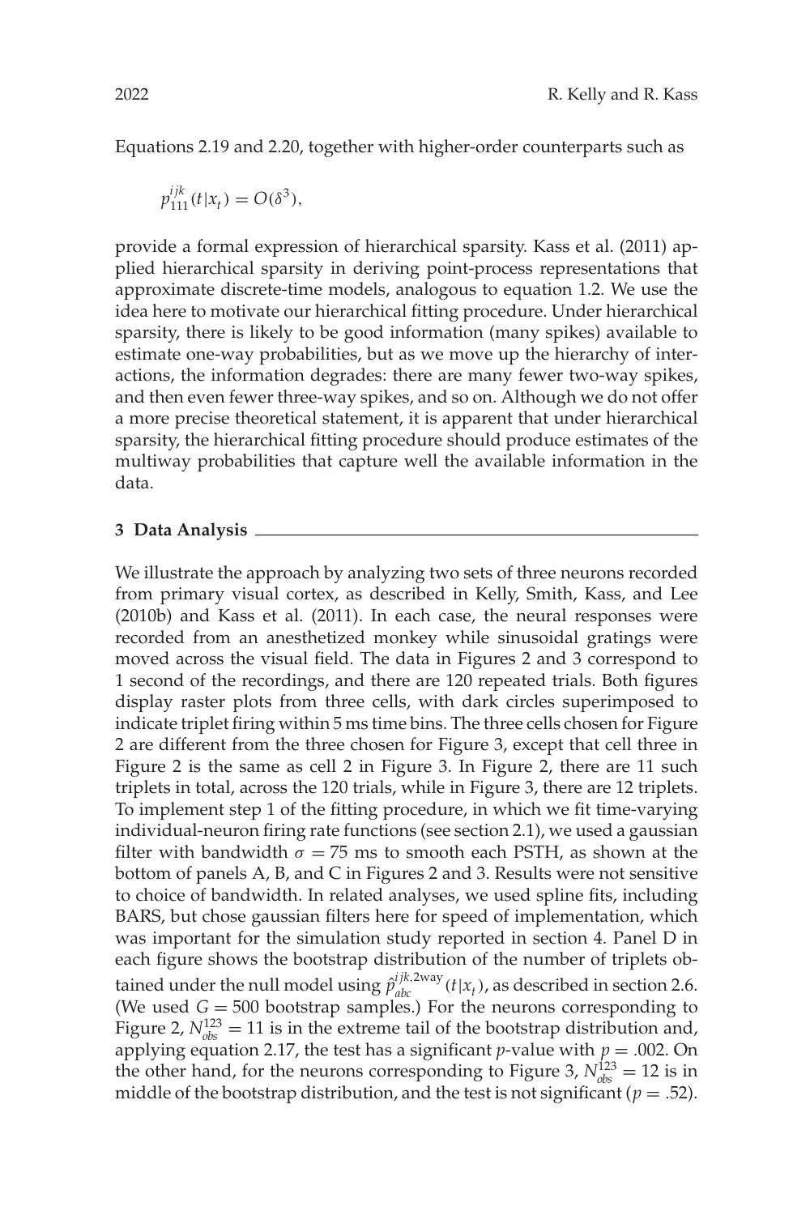Equations 2.19 and 2.20, together with higher-order counterparts such as

$$p_{111}^{ijk}(t|x_t) = O(\delta^3),$$

provide a formal expression of hierarchical sparsity. Kass et al. (2011) applied hierarchical sparsity in deriving point-process representations that approximate discrete-time models, analogous to equation 1.2. We use the idea here to motivate our hierarchical fitting procedure. Under hierarchical sparsity, there is likely to be good information (many spikes) available to estimate one-way probabilities, but as we move up the hierarchy of interactions, the information degrades: there are many fewer two-way spikes, and then even fewer three-way spikes, and so on. Although we do not offer a more precise theoretical statement, it is apparent that under hierarchical sparsity, the hierarchical fitting procedure should produce estimates of the multiway probabilities that capture well the available information in the data.

## 3 Data Analysis

We illustrate the approach by analyzing two sets of three neurons recorded from primary visual cortex, as described in Kelly, Smith, Kass, and Lee (2010b) and Kass et al. (2011). In each case, the neural responses were recorded from an anesthetized monkey while sinusoidal gratings were moved across the visual field. The data in Figures 2 and 3 correspond to 1 second of the recordings, and there are 120 repeated trials. Both figures display raster plots from three cells, with dark circles superimposed to indicate triplet firing within 5 ms time bins. The three cells chosen for Figure 2 are different from the three chosen for Figure 3, except that cell three in Figure 2 is the same as cell 2 in Figure 3. In Figure 2, there are 11 such triplets in total, across the 120 trials, while in Figure 3, there are 12 triplets. To implement step 1 of the fitting procedure, in which we fit time-varying individual-neuron firing rate functions (see section 2.1), we used a gaussian filter with bandwidth $\sigma = 75$ ms to smooth each PSTH, as shown at the bottom of panels A, B, and C in Figures 2 and 3. Results were not sensitive to choice of bandwidth. In related analyses, we used spline fits, including BARS, but chose gaussian filters here for speed of implementation, which was important for the simulation study reported in section 4. Panel D in each figure shows the bootstrap distribution of the number of triplets obtained under the null model using $\hat{p}_{abc}^{ijk,2\text{way}}(t|x_t)$, as described in section 2.6. (We used $G = 500$ bootstrap samples.) For the neurons corresponding to Figure 2, $N_{obs}^{123} = 11$ is in the extreme tail of the bootstrap distribution and, applying equation 2.17, the test has a significant $p$-value with $p = .002$. On the other hand, for the neurons corresponding to Figure 3, $N_{obs}^{123} = 12$ is in middle of the bootstrap distribution, and the test is not significant ($p = .52$).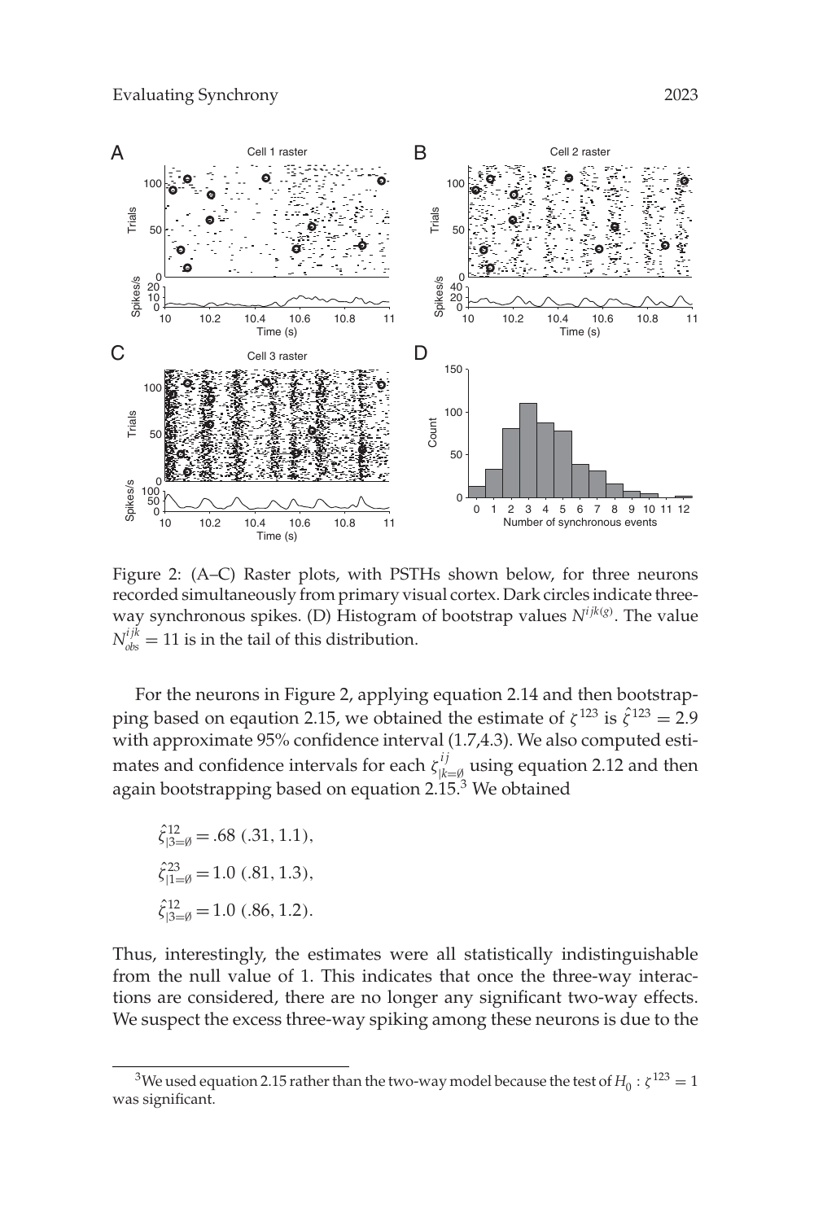Figure 2: (A–C) Raster plots, with PSTHs shown below, for three neurons recorded simultaneously from primary visual cortex. Dark circles indicate three-way synchronous spikes. (D) Histogram of bootstrap values $N^{ijk(g)}$. The value $N^{ijk}_{obs} = 11$ is in the tail of this distribution.

For the neurons in Figure 2, applying equation 2.14 and then bootstrapping based on eqaution 2.15, we obtained the estimate of $\zeta^{123}$ is $\hat{\zeta}^{123} = 2.9$ with approximate 95% confidence interval (1.7,4.3). We also computed estimates and confidence intervals for each $\zeta^{ij}_{|k=\emptyset}$ using equation 2.12 and then again bootstrapping based on equation 2.15.[3] We obtained

$$\hat{\zeta}^{12}_{|3=\emptyset} = .68 \; (.31, 1.1),$$

$$\hat{\zeta}^{23}_{|1=\emptyset} = 1.0 \; (.81, 1.3),$$

$$\hat{\zeta}^{12}_{|3=\emptyset} = 1.0 \; (.86, 1.2).$$

Thus, interestingly, the estimates were all statistically indistinguishable from the null value of 1. This indicates that once the three-way interactions are considered, there are no longer any significant two-way effects. We suspect the excess three-way spiking among these neurons is due to the

[3] We used equation 2.15 rather than the two-way model because the test of $H_0 : \zeta^{123} = 1$ was significant.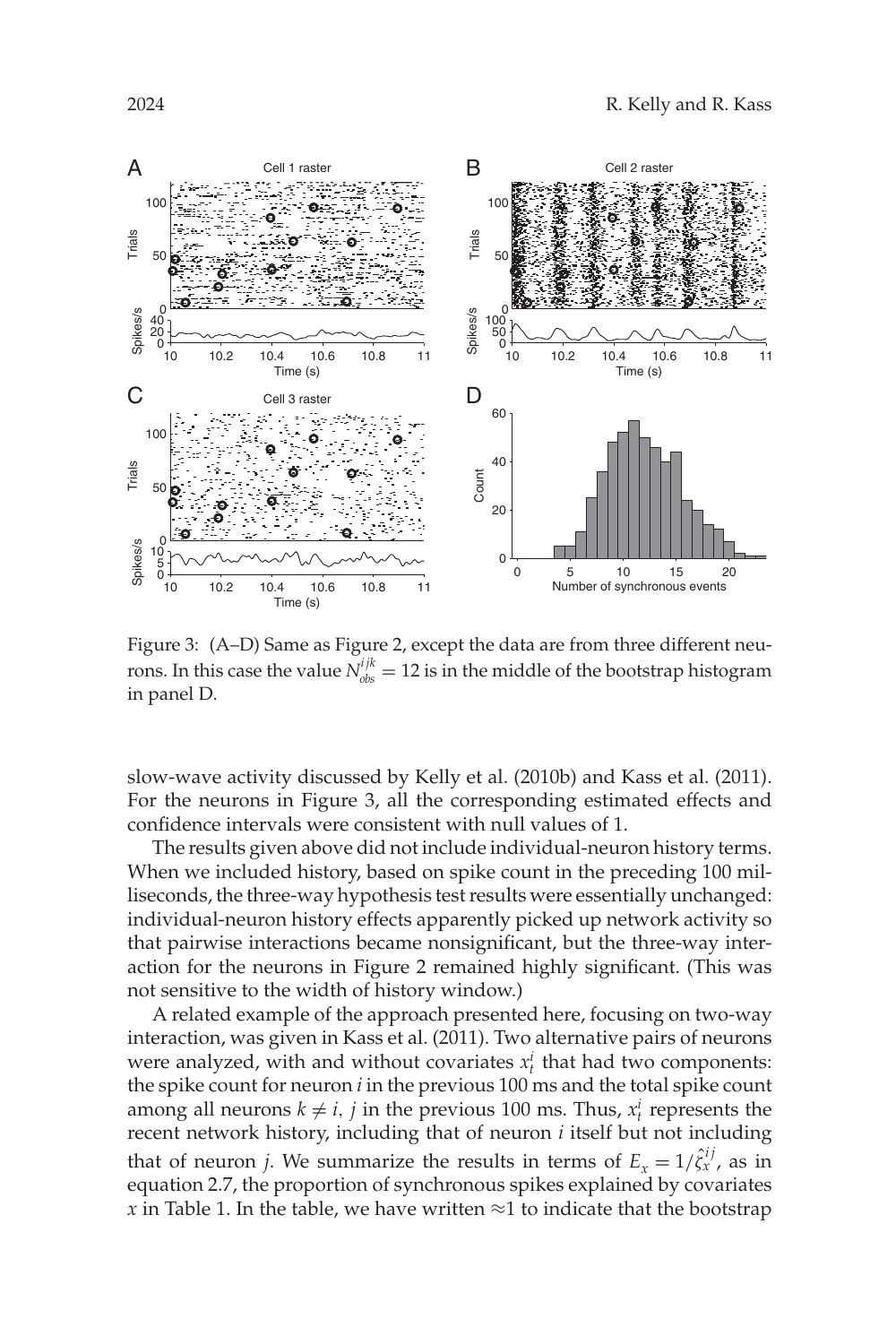Figure 3: (A–D) Same as Figure 2, except the data are from three different neurons. In this case the value $N_{obs}^{ijk} = 12$ is in the middle of the bootstrap histogram in panel D.

slow-wave activity discussed by Kelly et al. (2010b) and Kass et al. (2011). For the neurons in Figure 3, all the corresponding estimated effects and confidence intervals were consistent with null values of 1.

The results given above did not include individual-neuron history terms. When we included history, based on spike count in the preceding 100 milliseconds, the three-way hypothesis test results were essentially unchanged: individual-neuron history effects apparently picked up network activity so that pairwise interactions became nonsignificant, but the three-way interaction for the neurons in Figure 2 remained highly significant. (This was not sensitive to the width of history window.)

A related example of the approach presented here, focusing on two-way interaction, was given in Kass et al. (2011). Two alternative pairs of neurons were analyzed, with and without covariates $x_t^i$ that had two components: the spike count for neuron $i$ in the previous 100 ms and the total spike count among all neurons $k \neq i,\ j$ in the previous 100 ms. Thus, $x_t^i$ represents the recent network history, including that of neuron $i$ itself but not including that of neuron $j$. We summarize the results in terms of $E_x = 1/\hat{\zeta}_x^{ij}$, as in equation 2.7, the proportion of synchronous spikes explained by covariates $x$ in Table 1. In the table, we have written $\approx$1 to indicate that the bootstrap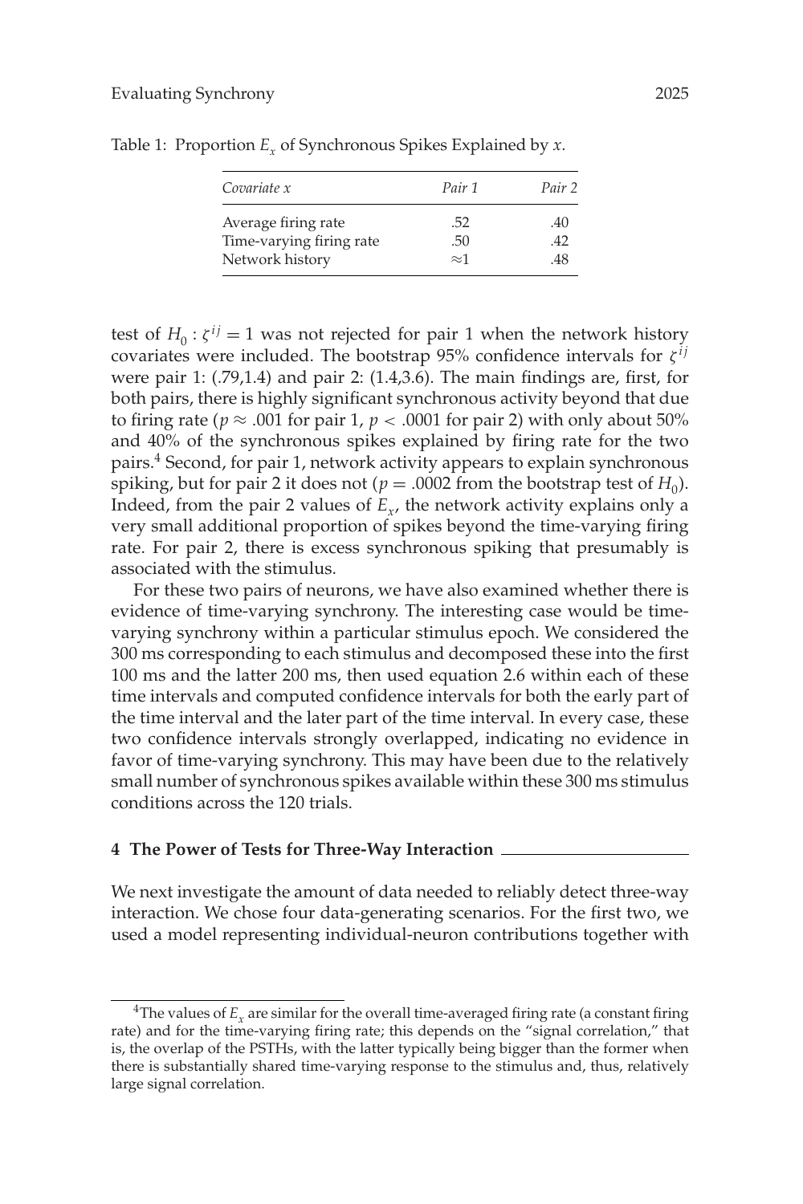Table 1: Proportion $E_x$ of Synchronous Spikes Explained by $x$.

| *Covariate x* | *Pair 1* | *Pair 2* |
|---|---|---|
| Average firing rate | .52 | .40 |
| Time-varying firing rate | .50 | .42 |
| Network history | $\approx 1$ | .48 |

test of $H_0 : \zeta^{ij} = 1$ was not rejected for pair 1 when the network history covariates were included. The bootstrap 95% confidence intervals for $\zeta^{ij}$ were pair 1: (.79,1.4) and pair 2: (1.4,3.6). The main findings are, first, for both pairs, there is highly significant synchronous activity beyond that due to firing rate ($p \approx .001$ for pair 1, $p < .0001$ for pair 2) with only about 50% and 40% of the synchronous spikes explained by firing rate for the two pairs.[4] Second, for pair 1, network activity appears to explain synchronous spiking, but for pair 2 it does not ($p = .0002$ from the bootstrap test of $H_0$). Indeed, from the pair 2 values of $E_x$, the network activity explains only a very small additional proportion of spikes beyond the time-varying firing rate. For pair 2, there is excess synchronous spiking that presumably is associated with the stimulus.

For these two pairs of neurons, we have also examined whether there is evidence of time-varying synchrony. The interesting case would be time-varying synchrony within a particular stimulus epoch. We considered the 300 ms corresponding to each stimulus and decomposed these into the first 100 ms and the latter 200 ms, then used equation 2.6 within each of these time intervals and computed confidence intervals for both the early part of the time interval and the later part of the time interval. In every case, these two confidence intervals strongly overlapped, indicating no evidence in favor of time-varying synchrony. This may have been due to the relatively small number of synchronous spikes available within these 300 ms stimulus conditions across the 120 trials.

## 4 The Power of Tests for Three-Way Interaction

We next investigate the amount of data needed to reliably detect three-way interaction. We chose four data-generating scenarios. For the first two, we used a model representing individual-neuron contributions together with

[4] The values of $E_x$ are similar for the overall time-averaged firing rate (a constant firing rate) and for the time-varying firing rate; this depends on the "signal correlation," that is, the overlap of the PSTHs, with the latter typically being bigger than the former when there is substantially shared time-varying response to the stimulus and, thus, relatively large signal correlation.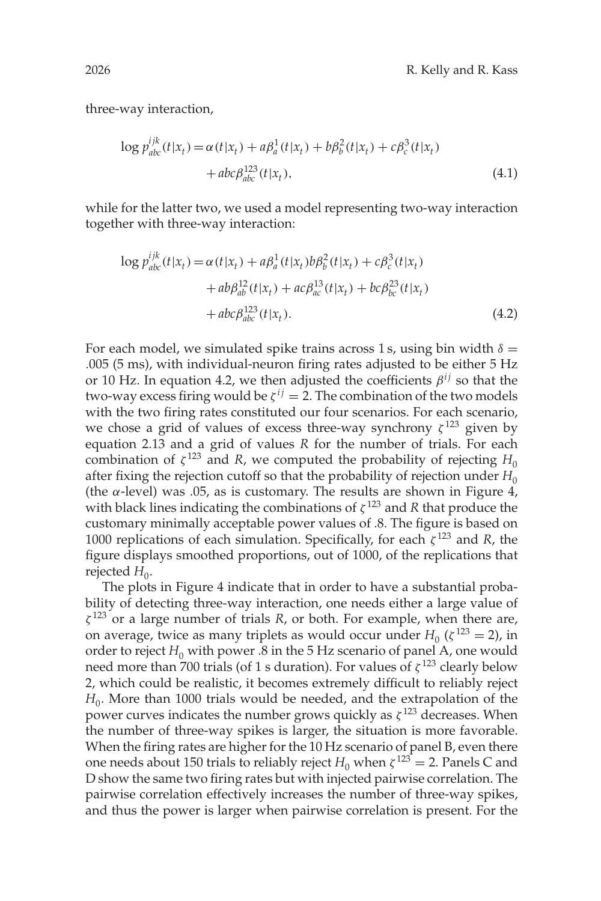three-way interaction,

$$\log p_{abc}^{ijk}(t|x_t) = \alpha(t|x_t) + a\beta_a^1(t|x_t) + b\beta_b^2(t|x_t) + c\beta_c^3(t|x_t) + abc\beta_{abc}^{123}(t|x_t), \tag{4.1}$$

while for the latter two, we used a model representing two-way interaction together with three-way interaction:

$$\begin{aligned}\log p_{abc}^{ijk}(t|x_t) = {} & \alpha(t|x_t) + a\beta_a^1(t|x_t) b\beta_b^2(t|x_t) + c\beta_c^3(t|x_t) \\ & + ab\beta_{ab}^{12}(t|x_t) + ac\beta_{ac}^{13}(t|x_t) + bc\beta_{bc}^{23}(t|x_t) \\ & + abc\beta_{abc}^{123}(t|x_t).\end{aligned} \tag{4.2}$$

For each model, we simulated spike trains across 1 s, using bin width $\delta =$ .005 (5 ms), with individual-neuron firing rates adjusted to be either 5 Hz or 10 Hz. In equation 4.2, we then adjusted the coefficients $\beta^{ij}$ so that the two-way excess firing would be $\zeta^{ij} = 2$. The combination of the two models with the two firing rates constituted our four scenarios. For each scenario, we chose a grid of values of excess three-way synchrony $\zeta^{123}$ given by equation 2.13 and a grid of values $R$ for the number of trials. For each combination of $\zeta^{123}$ and $R$, we computed the probability of rejecting $H_0$ after fixing the rejection cutoff so that the probability of rejection under $H_0$ (the $\alpha$-level) was .05, as is customary. The results are shown in Figure 4, with black lines indicating the combinations of $\zeta^{123}$ and $R$ that produce the customary minimally acceptable power values of .8. The figure is based on 1000 replications of each simulation. Specifically, for each $\zeta^{123}$ and $R$, the figure displays smoothed proportions, out of 1000, of the replications that rejected $H_0$.

The plots in Figure 4 indicate that in order to have a substantial probability of detecting three-way interaction, one needs either a large value of $\zeta^{123}$ or a large number of trials $R$, or both. For example, when there are, on average, twice as many triplets as would occur under $H_0$ ($\zeta^{123} = 2$), in order to reject $H_0$ with power .8 in the 5 Hz scenario of panel A, one would need more than 700 trials (of 1 s duration). For values of $\zeta^{123}$ clearly below 2, which could be realistic, it becomes extremely difficult to reliably reject $H_0$. More than 1000 trials would be needed, and the extrapolation of the power curves indicates the number grows quickly as $\zeta^{123}$ decreases. When the number of three-way spikes is larger, the situation is more favorable. When the firing rates are higher for the 10 Hz scenario of panel B, even there one needs about 150 trials to reliably reject $H_0$ when $\zeta^{123} = 2$. Panels C and D show the same two firing rates but with injected pairwise correlation. The pairwise correlation effectively increases the number of three-way spikes, and thus the power is larger when pairwise correlation is present. For the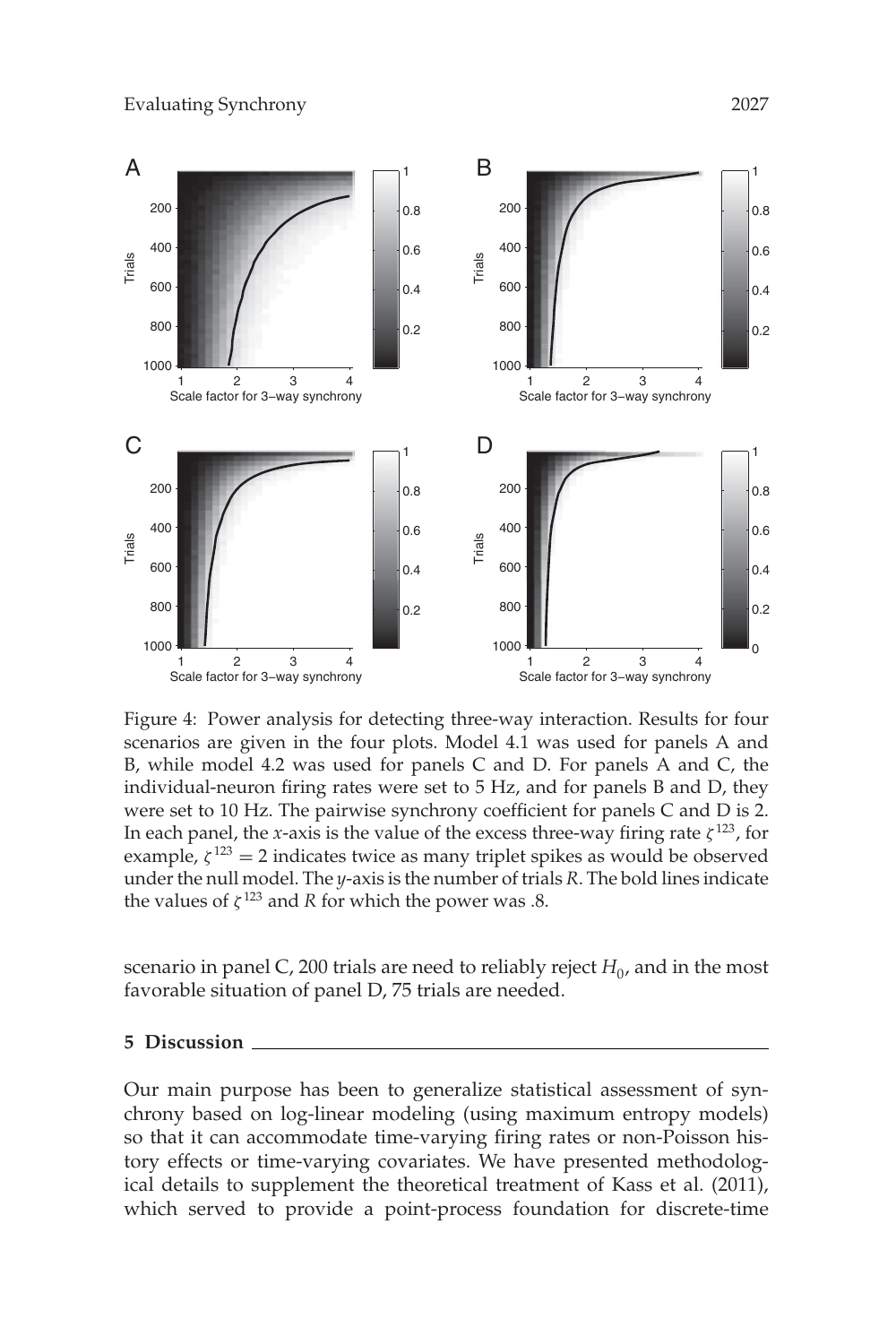Figure 4: Power analysis for detecting three-way interaction. Results for four scenarios are given in the four plots. Model 4.1 was used for panels A and B, while model 4.2 was used for panels C and D. For panels A and C, the individual-neuron firing rates were set to 5 Hz, and for panels B and D, they were set to 10 Hz. The pairwise synchrony coefficient for panels C and D is 2. In each panel, the *x*-axis is the value of the excess three-way firing rate $\zeta^{123}$, for example, $\zeta^{123} = 2$ indicates twice as many triplet spikes as would be observed under the null model. The *y*-axis is the number of trials $R$. The bold lines indicate the values of $\zeta^{123}$ and $R$ for which the power was .8.

scenario in panel C, 200 trials are need to reliably reject $H_0$, and in the most favorable situation of panel D, 75 trials are needed.

## 5 Discussion

Our main purpose has been to generalize statistical assessment of synchrony based on log-linear modeling (using maximum entropy models) so that it can accommodate time-varying firing rates or non-Poisson history effects or time-varying covariates. We have presented methodological details to supplement the theoretical treatment of Kass et al. (2011), which served to provide a point-process foundation for discrete-time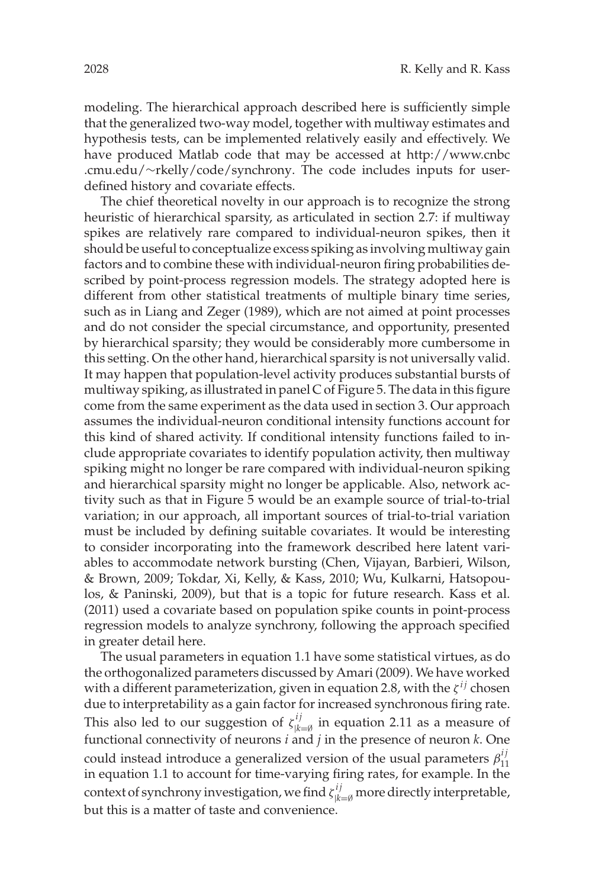modeling. The hierarchical approach described here is sufficiently simple that the generalized two-way model, together with multiway estimates and hypothesis tests, can be implemented relatively easily and effectively. We have produced Matlab code that may be accessed at http://www.cnbc.cmu.edu/~rkelly/code/synchrony. The code includes inputs for user-defined history and covariate effects.

The chief theoretical novelty in our approach is to recognize the strong heuristic of hierarchical sparsity, as articulated in section 2.7: if multiway spikes are relatively rare compared to individual-neuron spikes, then it should be useful to conceptualize excess spiking as involving multiway gain factors and to combine these with individual-neuron firing probabilities described by point-process regression models. The strategy adopted here is different from other statistical treatments of multiple binary time series, such as in Liang and Zeger (1989), which are not aimed at point processes and do not consider the special circumstance, and opportunity, presented by hierarchical sparsity; they would be considerably more cumbersome in this setting. On the other hand, hierarchical sparsity is not universally valid. It may happen that population-level activity produces substantial bursts of multiway spiking, as illustrated in panel C of Figure 5. The data in this figure come from the same experiment as the data used in section 3. Our approach assumes the individual-neuron conditional intensity functions account for this kind of shared activity. If conditional intensity functions failed to include appropriate covariates to identify population activity, then multiway spiking might no longer be rare compared with individual-neuron spiking and hierarchical sparsity might no longer be applicable. Also, network activity such as that in Figure 5 would be an example source of trial-to-trial variation; in our approach, all important sources of trial-to-trial variation must be included by defining suitable covariates. It would be interesting to consider incorporating into the framework described here latent variables to accommodate network bursting (Chen, Vijayan, Barbieri, Wilson, & Brown, 2009; Tokdar, Xi, Kelly, & Kass, 2010; Wu, Kulkarni, Hatsopoulos, & Paninski, 2009), but that is a topic for future research. Kass et al. (2011) used a covariate based on population spike counts in point-process regression models to analyze synchrony, following the approach specified in greater detail here.

The usual parameters in equation 1.1 have some statistical virtues, as do the orthogonalized parameters discussed by Amari (2009). We have worked with a different parameterization, given in equation 2.8, with the $\zeta^{ij}$ chosen due to interpretability as a gain factor for increased synchronous firing rate. This also led to our suggestion of $\zeta^{ij}_{|k=\emptyset}$ in equation 2.11 as a measure of functional connectivity of neurons $i$ and $j$ in the presence of neuron $k$. One could instead introduce a generalized version of the usual parameters $\beta^{ij}_{11}$ in equation 1.1 to account for time-varying firing rates, for example. In the context of synchrony investigation, we find $\zeta^{ij}_{|k=\emptyset}$ more directly interpretable, but this is a matter of taste and convenience.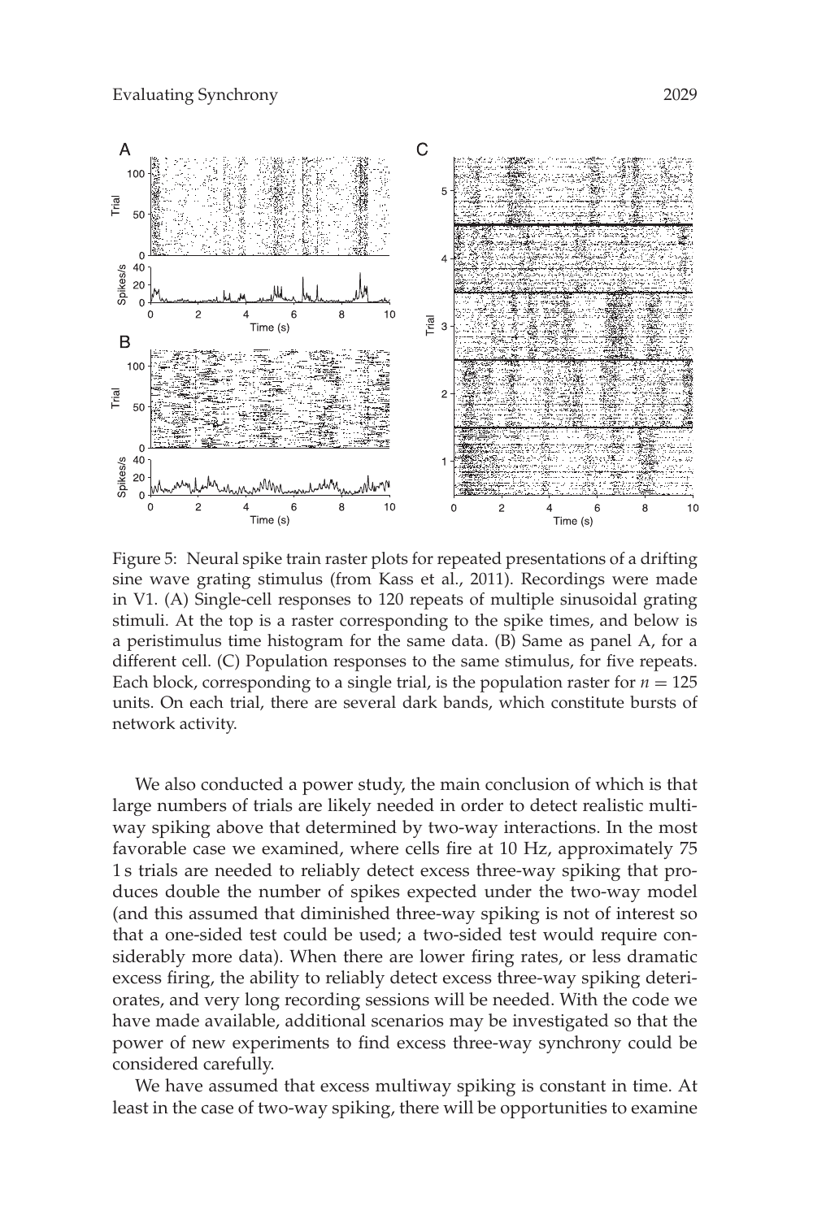Figure 5: Neural spike train raster plots for repeated presentations of a drifting sine wave grating stimulus (from Kass et al., 2011). Recordings were made in V1. (A) Single-cell responses to 120 repeats of multiple sinusoidal grating stimuli. At the top is a raster corresponding to the spike times, and below is a peristimulus time histogram for the same data. (B) Same as panel A, for a different cell. (C) Population responses to the same stimulus, for five repeats. Each block, corresponding to a single trial, is the population raster for $n = 125$ units. On each trial, there are several dark bands, which constitute bursts of network activity.

We also conducted a power study, the main conclusion of which is that large numbers of trials are likely needed in order to detect realistic multiway spiking above that determined by two-way interactions. In the most favorable case we examined, where cells fire at 10 Hz, approximately 75 1 s trials are needed to reliably detect excess three-way spiking that produces double the number of spikes expected under the two-way model (and this assumed that diminished three-way spiking is not of interest so that a one-sided test could be used; a two-sided test would require considerably more data). When there are lower firing rates, or less dramatic excess firing, the ability to reliably detect excess three-way spiking deteriorates, and very long recording sessions will be needed. With the code we have made available, additional scenarios may be investigated so that the power of new experiments to find excess three-way synchrony could be considered carefully.

We have assumed that excess multiway spiking is constant in time. At least in the case of two-way spiking, there will be opportunities to examine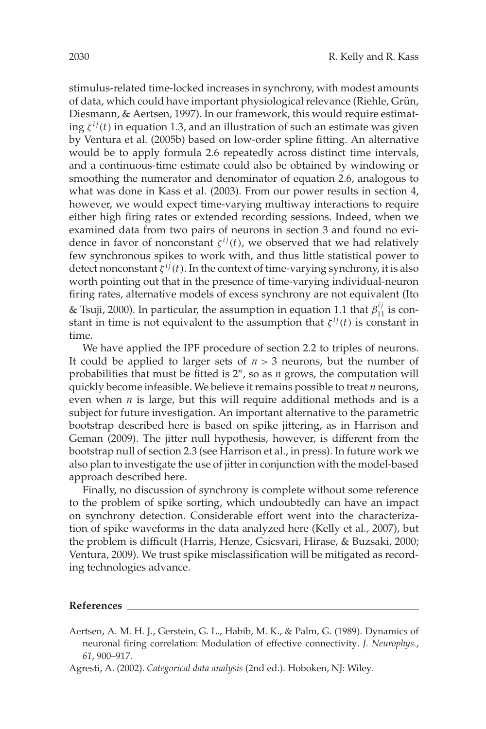stimulus-related time-locked increases in synchrony, with modest amounts of data, which could have important physiological relevance (Riehle, Grün, Diesmann, & Aertsen, 1997). In our framework, this would require estimating $\zeta^{ij}(t)$ in equation 1.3, and an illustration of such an estimate was given by Ventura et al. (2005b) based on low-order spline fitting. An alternative would be to apply formula 2.6 repeatedly across distinct time intervals, and a continuous-time estimate could also be obtained by windowing or smoothing the numerator and denominator of equation 2.6, analogous to what was done in Kass et al. (2003). From our power results in section 4, however, we would expect time-varying multiway interactions to require either high firing rates or extended recording sessions. Indeed, when we examined data from two pairs of neurons in section 3 and found no evidence in favor of nonconstant $\zeta^{ij}(t)$, we observed that we had relatively few synchronous spikes to work with, and thus little statistical power to detect nonconstant $\zeta^{ij}(t)$. In the context of time-varying synchrony, it is also worth pointing out that in the presence of time-varying individual-neuron firing rates, alternative models of excess synchrony are not equivalent (Ito & Tsuji, 2000). In particular, the assumption in equation 1.1 that $\beta_{11}^{ij}$ is constant in time is not equivalent to the assumption that $\zeta^{ij}(t)$ is constant in time.

We have applied the IPF procedure of section 2.2 to triples of neurons. It could be applied to larger sets of $n > 3$ neurons, but the number of probabilities that must be fitted is $2^n$, so as $n$ grows, the computation will quickly become infeasible. We believe it remains possible to treat $n$ neurons, even when $n$ is large, but this will require additional methods and is a subject for future investigation. An important alternative to the parametric bootstrap described here is based on spike jittering, as in Harrison and Geman (2009). The jitter null hypothesis, however, is different from the bootstrap null of section 2.3 (see Harrison et al., in press). In future work we also plan to investigate the use of jitter in conjunction with the model-based approach described here.

Finally, no discussion of synchrony is complete without some reference to the problem of spike sorting, which undoubtedly can have an impact on synchrony detection. Considerable effort went into the characterization of spike waveforms in the data analyzed here (Kelly et al., 2007), but the problem is difficult (Harris, Henze, Csicsvari, Hirase, & Buzsaki, 2000; Ventura, 2009). We trust spike misclassification will be mitigated as recording technologies advance.

## References

Aertsen, A. M. H. J., Gerstein, G. L., Habib, M. K., & Palm, G. (1989). Dynamics of neuronal firing correlation: Modulation of effective connectivity. *J. Neurophys.*, *61*, 900–917.

Agresti, A. (2002). *Categorical data analysis* (2nd ed.). Hoboken, NJ: Wiley.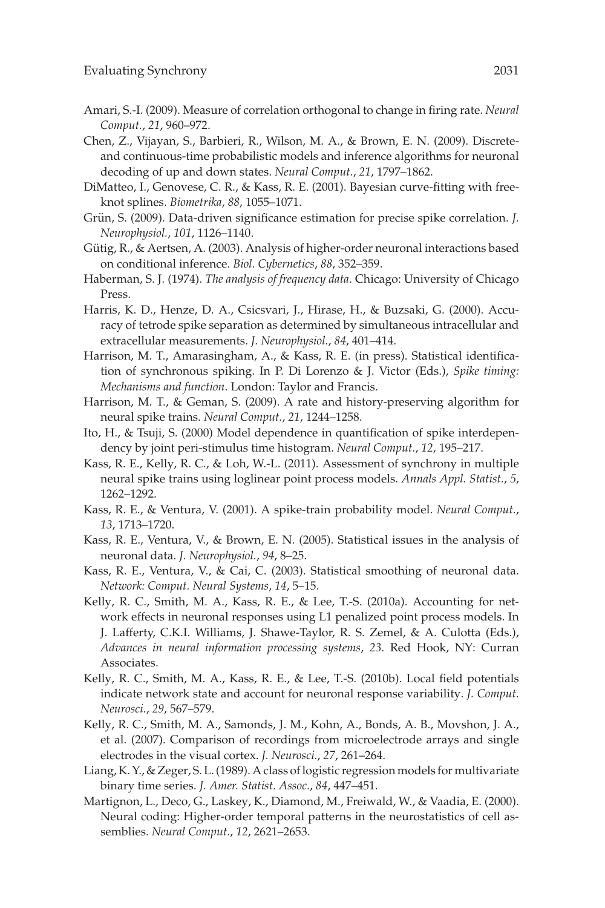Amari, S.-I. (2009). Measure of correlation orthogonal to change in firing rate. *Neural Comput.*, *21*, 960–972.

Chen, Z., Vijayan, S., Barbieri, R., Wilson, M. A., & Brown, E. N. (2009). Discrete- and continuous-time probabilistic models and inference algorithms for neuronal decoding of up and down states. *Neural Comput.*, *21*, 1797–1862.

DiMatteo, I., Genovese, C. R., & Kass, R. E. (2001). Bayesian curve-fitting with free-knot splines. *Biometrika*, *88*, 1055–1071.

Grün, S. (2009). Data-driven significance estimation for precise spike correlation. *J. Neurophysiol.*, *101*, 1126–1140.

Gütig, R., & Aertsen, A. (2003). Analysis of higher-order neuronal interactions based on conditional inference. *Biol. Cybernetics*, *88*, 352–359.

Haberman, S. J. (1974). *The analysis of frequency data*. Chicago: University of Chicago Press.

Harris, K. D., Henze, D. A., Csicsvari, J., Hirase, H., & Buzsaki, G. (2000). Accuracy of tetrode spike separation as determined by simultaneous intracellular and extracellular measurements. *J. Neurophysiol.*, *84*, 401–414.

Harrison, M. T., Amarasingham, A., & Kass, R. E. (in press). Statistical identification of synchronous spiking. In P. Di Lorenzo & J. Victor (Eds.), *Spike timing: Mechanisms and function*. London: Taylor and Francis.

Harrison, M. T., & Geman, S. (2009). A rate and history-preserving algorithm for neural spike trains. *Neural Comput.*, *21*, 1244–1258.

Ito, H., & Tsuji, S. (2000) Model dependence in quantification of spike interdependency by joint peri-stimulus time histogram. *Neural Comput.*, *12*, 195–217.

Kass, R. E., Kelly, R. C., & Loh, W.-L. (2011). Assessment of synchrony in multiple neural spike trains using loglinear point process models. *Annals Appl. Statist.*, *5*, 1262–1292.

Kass, R. E., & Ventura, V. (2001). A spike-train probability model. *Neural Comput.*, *13*, 1713–1720.

Kass, R. E., Ventura, V., & Brown, E. N. (2005). Statistical issues in the analysis of neuronal data. *J. Neurophysiol.*, *94*, 8–25.

Kass, R. E., Ventura, V., & Cai, C. (2003). Statistical smoothing of neuronal data. *Network: Comput. Neural Systems*, *14*, 5–15.

Kelly, R. C., Smith, M. A., Kass, R. E., & Lee, T.-S. (2010a). Accounting for network effects in neuronal responses using L1 penalized point process models. In J. Lafferty, C.K.I. Williams, J. Shawe-Taylor, R. S. Zemel, & A. Culotta (Eds.), *Advances in neural information processing systems*, *23*. Red Hook, NY: Curran Associates.

Kelly, R. C., Smith, M. A., Kass, R. E., & Lee, T.-S. (2010b). Local field potentials indicate network state and account for neuronal response variability. *J. Comput. Neurosci.*, *29*, 567–579.

Kelly, R. C., Smith, M. A., Samonds, J. M., Kohn, A., Bonds, A. B., Movshon, J. A., et al. (2007). Comparison of recordings from microelectrode arrays and single electrodes in the visual cortex. *J. Neurosci.*, *27*, 261–264.

Liang, K. Y., & Zeger, S. L. (1989). A class of logistic regression models for multivariate binary time series. *J. Amer. Statist. Assoc.*, *84*, 447–451.

Martignon, L., Deco, G., Laskey, K., Diamond, M., Freiwald, W., & Vaadia, E. (2000). Neural coding: Higher-order temporal patterns in the neurostatistics of cell assemblies. *Neural Comput.*, *12*, 2621–2653.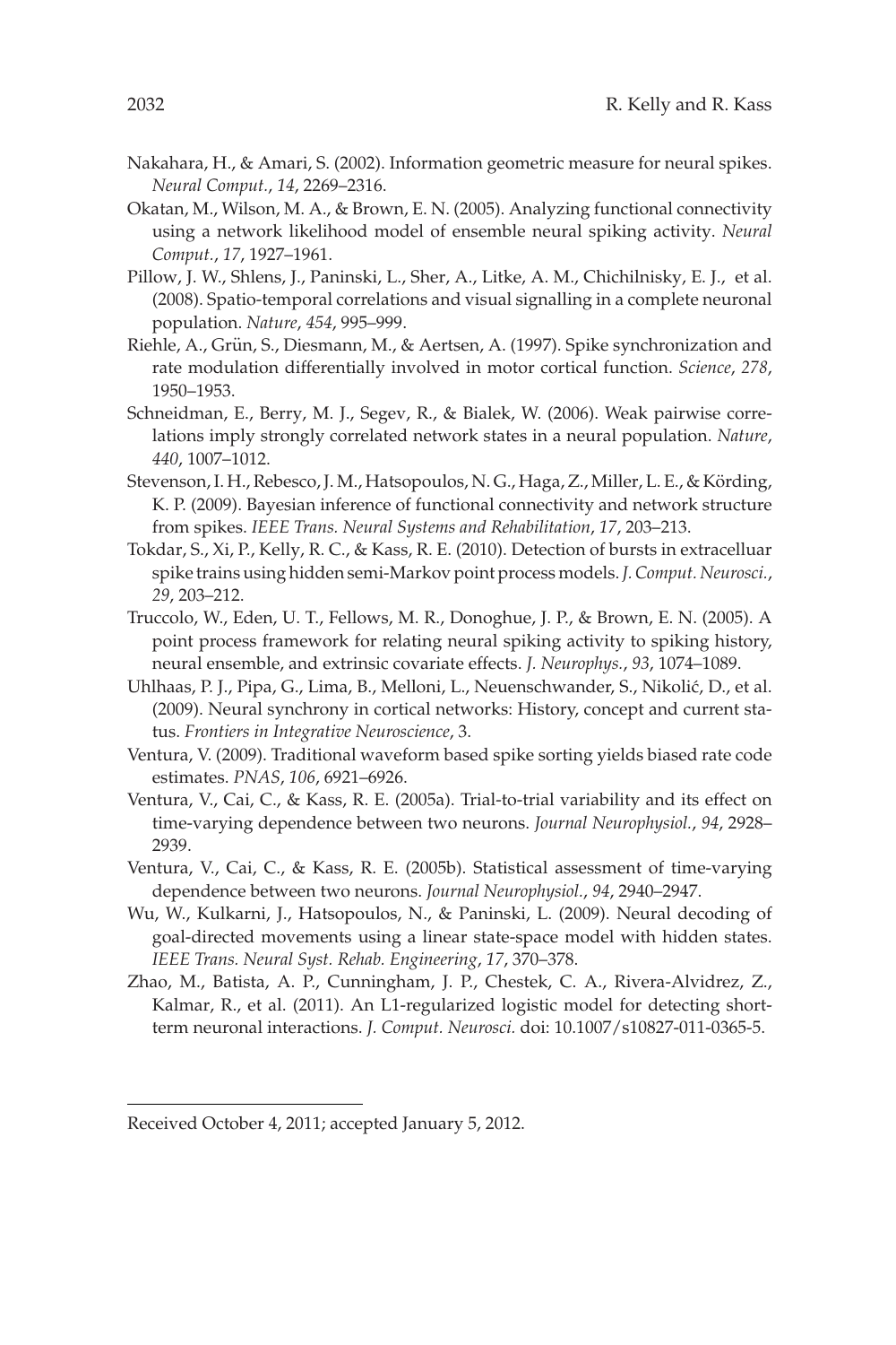Nakahara, H., & Amari, S. (2002). Information geometric measure for neural spikes. *Neural Comput.*, *14*, 2269–2316.

Okatan, M., Wilson, M. A., & Brown, E. N. (2005). Analyzing functional connectivity using a network likelihood model of ensemble neural spiking activity. *Neural Comput.*, *17*, 1927–1961.

Pillow, J. W., Shlens, J., Paninski, L., Sher, A., Litke, A. M., Chichilnisky, E. J., et al. (2008). Spatio-temporal correlations and visual signalling in a complete neuronal population. *Nature*, *454*, 995–999.

Riehle, A., Grün, S., Diesmann, M., & Aertsen, A. (1997). Spike synchronization and rate modulation differentially involved in motor cortical function. *Science*, *278*, 1950–1953.

Schneidman, E., Berry, M. J., Segev, R., & Bialek, W. (2006). Weak pairwise correlations imply strongly correlated network states in a neural population. *Nature*, *440*, 1007–1012.

Stevenson, I. H., Rebesco, J. M., Hatsopoulos, N. G., Haga, Z., Miller, L. E., & Körding, K. P. (2009). Bayesian inference of functional connectivity and network structure from spikes. *IEEE Trans. Neural Systems and Rehabilitation*, *17*, 203–213.

Tokdar, S., Xi, P., Kelly, R. C., & Kass, R. E. (2010). Detection of bursts in extracelluar spike trains using hidden semi-Markov point process models. *J. Comput. Neurosci.*, *29*, 203–212.

Truccolo, W., Eden, U. T., Fellows, M. R., Donoghue, J. P., & Brown, E. N. (2005). A point process framework for relating neural spiking activity to spiking history, neural ensemble, and extrinsic covariate effects. *J. Neurophys.*, *93*, 1074–1089.

Uhlhaas, P. J., Pipa, G., Lima, B., Melloni, L., Neuenschwander, S., Nikolić, D., et al. (2009). Neural synchrony in cortical networks: History, concept and current status. *Frontiers in Integrative Neuroscience*, 3.

Ventura, V. (2009). Traditional waveform based spike sorting yields biased rate code estimates. *PNAS*, *106*, 6921–6926.

Ventura, V., Cai, C., & Kass, R. E. (2005a). Trial-to-trial variability and its effect on time-varying dependence between two neurons. *Journal Neurophysiol.*, *94*, 2928–2939.

Ventura, V., Cai, C., & Kass, R. E. (2005b). Statistical assessment of time-varying dependence between two neurons. *Journal Neurophysiol.*, *94*, 2940–2947.

Wu, W., Kulkarni, J., Hatsopoulos, N., & Paninski, L. (2009). Neural decoding of goal-directed movements using a linear state-space model with hidden states. *IEEE Trans. Neural Syst. Rehab. Engineering*, *17*, 370–378.

Zhao, M., Batista, A. P., Cunningham, J. P., Chestek, C. A., Rivera-Alvidrez, Z., Kalmar, R., et al. (2011). An L1-regularized logistic model for detecting short-term neuronal interactions. *J. Comput. Neurosci.* doi: 10.1007/s10827-011-0365-5.

---

Received October 4, 2011; accepted January 5, 2012.